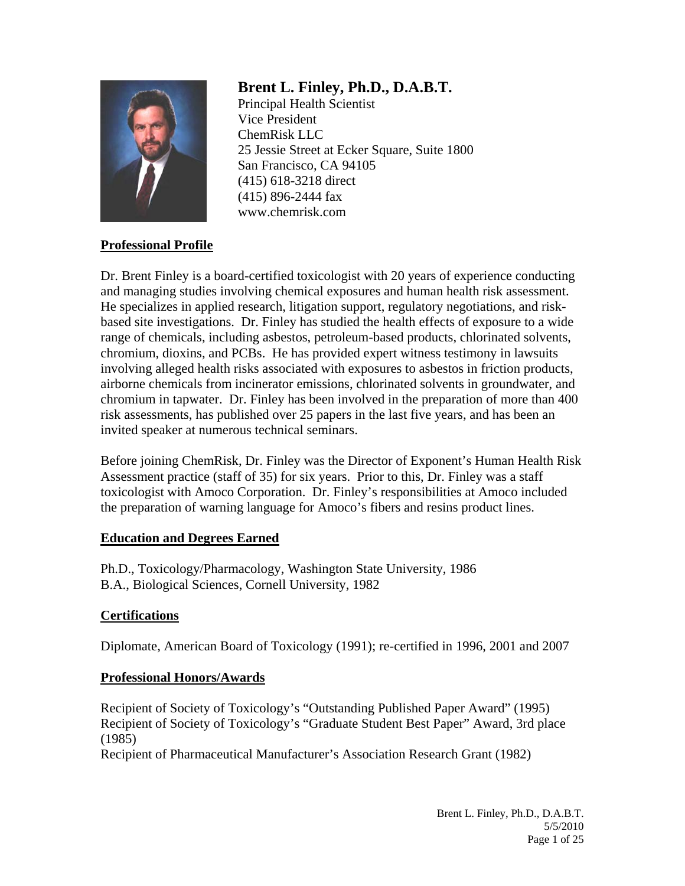# Brent L. Finley, Ph.D., D.A.B.T.

Principal Health Scientist
Vice President
ChemRisk LLC
25 Jessie Street at Ecker Square, Suite 1800
San Francisco, CA 94105
(415) 618-3218 direct
(415) 896-2444 fax
www.chemrisk.com

## Professional Profile

Dr. Brent Finley is a board-certified toxicologist with 20 years of experience conducting and managing studies involving chemical exposures and human health risk assessment. He specializes in applied research, litigation support, regulatory negotiations, and risk-based site investigations. Dr. Finley has studied the health effects of exposure to a wide range of chemicals, including asbestos, petroleum-based products, chlorinated solvents, chromium, dioxins, and PCBs. He has provided expert witness testimony in lawsuits involving alleged health risks associated with exposures to asbestos in friction products, airborne chemicals from incinerator emissions, chlorinated solvents in groundwater, and chromium in tapwater. Dr. Finley has been involved in the preparation of more than 400 risk assessments, has published over 25 papers in the last five years, and has been an invited speaker at numerous technical seminars.

Before joining ChemRisk, Dr. Finley was the Director of Exponent's Human Health Risk Assessment practice (staff of 35) for six years. Prior to this, Dr. Finley was a staff toxicologist with Amoco Corporation. Dr. Finley's responsibilities at Amoco included the preparation of warning language for Amoco's fibers and resins product lines.

## Education and Degrees Earned

Ph.D., Toxicology/Pharmacology, Washington State University, 1986
B.A., Biological Sciences, Cornell University, 1982

## Certifications

Diplomate, American Board of Toxicology (1991); re-certified in 1996, 2001 and 2007

## Professional Honors/Awards

Recipient of Society of Toxicology's "Outstanding Published Paper Award" (1995)
Recipient of Society of Toxicology's "Graduate Student Best Paper" Award, 3rd place (1985)
Recipient of Pharmaceutical Manufacturer's Association Research Grant (1982)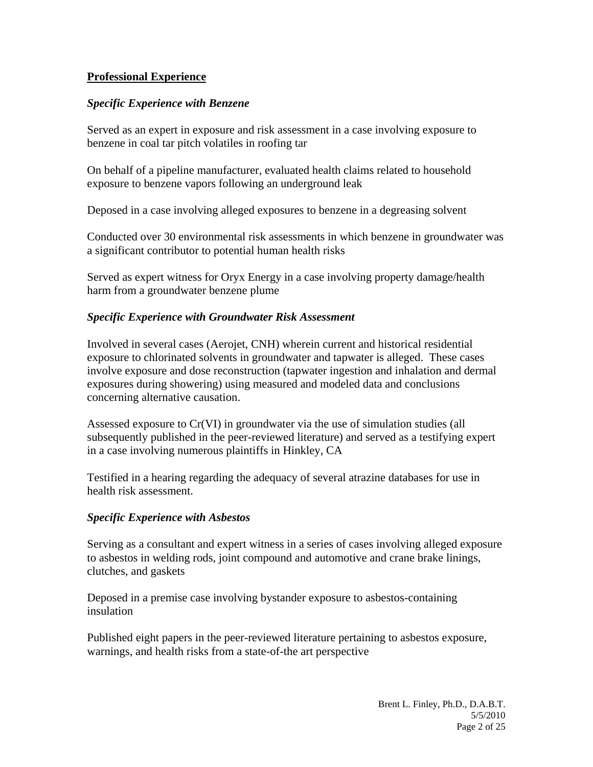## Professional Experience

### *Specific Experience with Benzene*

Served as an expert in exposure and risk assessment in a case involving exposure to benzene in coal tar pitch volatiles in roofing tar

On behalf of a pipeline manufacturer, evaluated health claims related to household exposure to benzene vapors following an underground leak

Deposed in a case involving alleged exposures to benzene in a degreasing solvent

Conducted over 30 environmental risk assessments in which benzene in groundwater was a significant contributor to potential human health risks

Served as expert witness for Oryx Energy in a case involving property damage/health harm from a groundwater benzene plume

### *Specific Experience with Groundwater Risk Assessment*

Involved in several cases (Aerojet, CNH) wherein current and historical residential exposure to chlorinated solvents in groundwater and tapwater is alleged. These cases involve exposure and dose reconstruction (tapwater ingestion and inhalation and dermal exposures during showering) using measured and modeled data and conclusions concerning alternative causation.

Assessed exposure to Cr(VI) in groundwater via the use of simulation studies (all subsequently published in the peer-reviewed literature) and served as a testifying expert in a case involving numerous plaintiffs in Hinkley, CA

Testified in a hearing regarding the adequacy of several atrazine databases for use in health risk assessment.

### *Specific Experience with Asbestos*

Serving as a consultant and expert witness in a series of cases involving alleged exposure to asbestos in welding rods, joint compound and automotive and crane brake linings, clutches, and gaskets

Deposed in a premise case involving bystander exposure to asbestos-containing insulation

Published eight papers in the peer-reviewed literature pertaining to asbestos exposure, warnings, and health risks from a state-of-the art perspective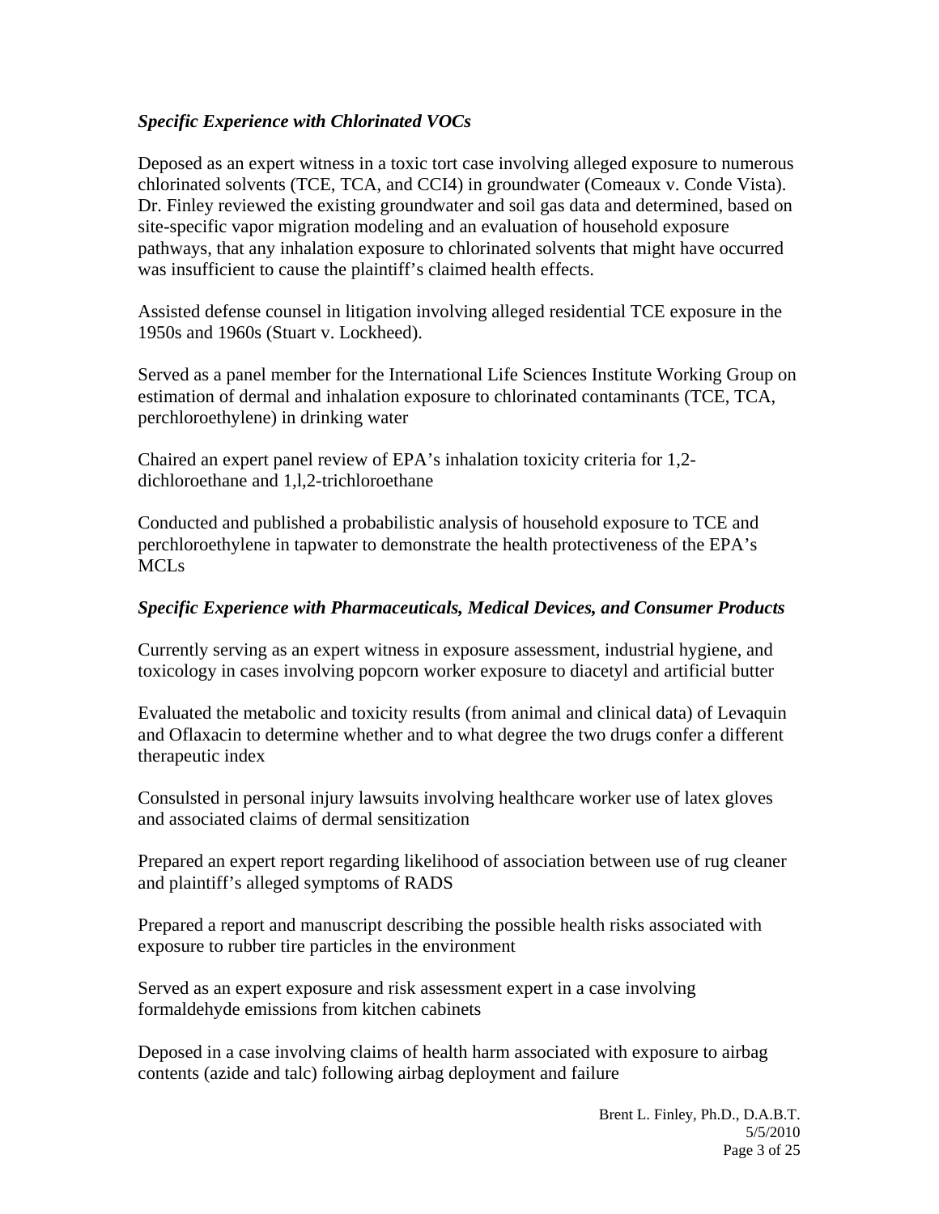### *Specific Experience with Chlorinated VOCs*

Deposed as an expert witness in a toxic tort case involving alleged exposure to numerous chlorinated solvents (TCE, TCA, and CCI4) in groundwater (Comeaux v. Conde Vista). Dr. Finley reviewed the existing groundwater and soil gas data and determined, based on site-specific vapor migration modeling and an evaluation of household exposure pathways, that any inhalation exposure to chlorinated solvents that might have occurred was insufficient to cause the plaintiff's claimed health effects.

Assisted defense counsel in litigation involving alleged residential TCE exposure in the 1950s and 1960s (Stuart v. Lockheed).

Served as a panel member for the International Life Sciences Institute Working Group on estimation of dermal and inhalation exposure to chlorinated contaminants (TCE, TCA, perchloroethylene) in drinking water

Chaired an expert panel review of EPA's inhalation toxicity criteria for 1,2-dichloroethane and 1,l,2-trichloroethane

Conducted and published a probabilistic analysis of household exposure to TCE and perchloroethylene in tapwater to demonstrate the health protectiveness of the EPA's MCLs

### *Specific Experience with Pharmaceuticals, Medical Devices, and Consumer Products*

Currently serving as an expert witness in exposure assessment, industrial hygiene, and toxicology in cases involving popcorn worker exposure to diacetyl and artificial butter

Evaluated the metabolic and toxicity results (from animal and clinical data) of Levaquin and Oflaxacin to determine whether and to what degree the two drugs confer a different therapeutic index

Consulsted in personal injury lawsuits involving healthcare worker use of latex gloves and associated claims of dermal sensitization

Prepared an expert report regarding likelihood of association between use of rug cleaner and plaintiff's alleged symptoms of RADS

Prepared a report and manuscript describing the possible health risks associated with exposure to rubber tire particles in the environment

Served as an expert exposure and risk assessment expert in a case involving formaldehyde emissions from kitchen cabinets

Deposed in a case involving claims of health harm associated with exposure to airbag contents (azide and talc) following airbag deployment and failure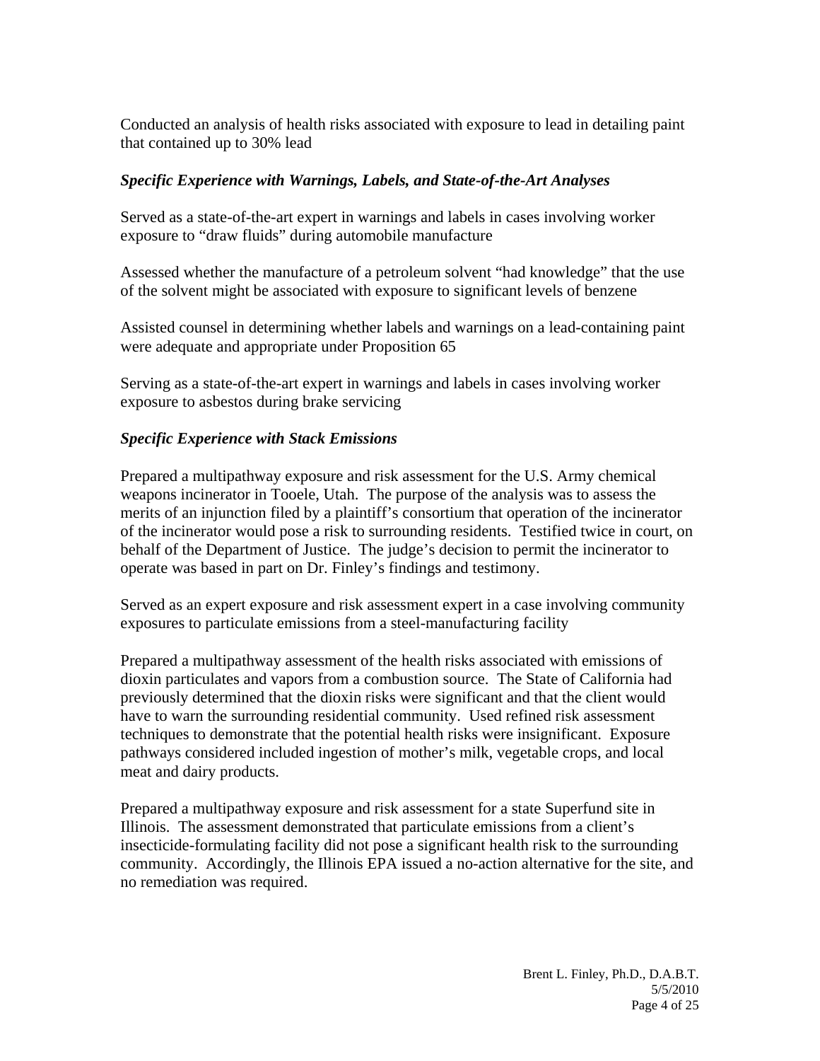Conducted an analysis of health risks associated with exposure to lead in detailing paint that contained up to 30% lead

### *Specific Experience with Warnings, Labels, and State-of-the-Art Analyses*

Served as a state-of-the-art expert in warnings and labels in cases involving worker exposure to "draw fluids" during automobile manufacture

Assessed whether the manufacture of a petroleum solvent "had knowledge" that the use of the solvent might be associated with exposure to significant levels of benzene

Assisted counsel in determining whether labels and warnings on a lead-containing paint were adequate and appropriate under Proposition 65

Serving as a state-of-the-art expert in warnings and labels in cases involving worker exposure to asbestos during brake servicing

### *Specific Experience with Stack Emissions*

Prepared a multipathway exposure and risk assessment for the U.S. Army chemical weapons incinerator in Tooele, Utah. The purpose of the analysis was to assess the merits of an injunction filed by a plaintiff's consortium that operation of the incinerator of the incinerator would pose a risk to surrounding residents. Testified twice in court, on behalf of the Department of Justice. The judge's decision to permit the incinerator to operate was based in part on Dr. Finley's findings and testimony.

Served as an expert exposure and risk assessment expert in a case involving community exposures to particulate emissions from a steel-manufacturing facility

Prepared a multipathway assessment of the health risks associated with emissions of dioxin particulates and vapors from a combustion source. The State of California had previously determined that the dioxin risks were significant and that the client would have to warn the surrounding residential community. Used refined risk assessment techniques to demonstrate that the potential health risks were insignificant. Exposure pathways considered included ingestion of mother's milk, vegetable crops, and local meat and dairy products.

Prepared a multipathway exposure and risk assessment for a state Superfund site in Illinois. The assessment demonstrated that particulate emissions from a client's insecticide-formulating facility did not pose a significant health risk to the surrounding community. Accordingly, the Illinois EPA issued a no-action alternative for the site, and no remediation was required.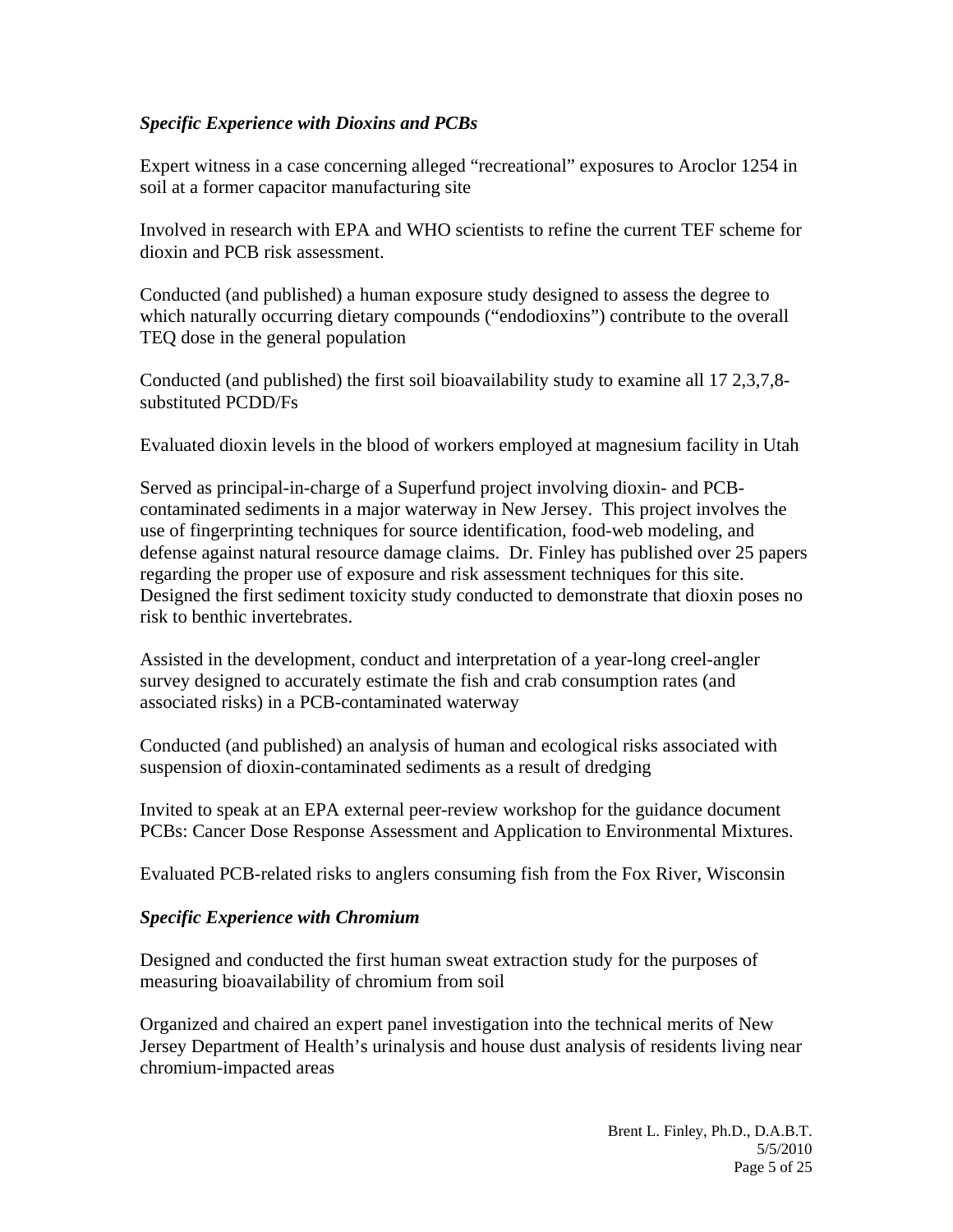### *Specific Experience with Dioxins and PCBs*

Expert witness in a case concerning alleged "recreational" exposures to Aroclor 1254 in soil at a former capacitor manufacturing site

Involved in research with EPA and WHO scientists to refine the current TEF scheme for dioxin and PCB risk assessment.

Conducted (and published) a human exposure study designed to assess the degree to which naturally occurring dietary compounds ("endodioxins") contribute to the overall TEQ dose in the general population

Conducted (and published) the first soil bioavailability study to examine all 17 2,3,7,8-substituted PCDD/Fs

Evaluated dioxin levels in the blood of workers employed at magnesium facility in Utah

Served as principal-in-charge of a Superfund project involving dioxin- and PCB-contaminated sediments in a major waterway in New Jersey. This project involves the use of fingerprinting techniques for source identification, food-web modeling, and defense against natural resource damage claims. Dr. Finley has published over 25 papers regarding the proper use of exposure and risk assessment techniques for this site. Designed the first sediment toxicity study conducted to demonstrate that dioxin poses no risk to benthic invertebrates.

Assisted in the development, conduct and interpretation of a year-long creel-angler survey designed to accurately estimate the fish and crab consumption rates (and associated risks) in a PCB-contaminated waterway

Conducted (and published) an analysis of human and ecological risks associated with suspension of dioxin-contaminated sediments as a result of dredging

Invited to speak at an EPA external peer-review workshop for the guidance document PCBs: Cancer Dose Response Assessment and Application to Environmental Mixtures.

Evaluated PCB-related risks to anglers consuming fish from the Fox River, Wisconsin

### *Specific Experience with Chromium*

Designed and conducted the first human sweat extraction study for the purposes of measuring bioavailability of chromium from soil

Organized and chaired an expert panel investigation into the technical merits of New Jersey Department of Health's urinalysis and house dust analysis of residents living near chromium-impacted areas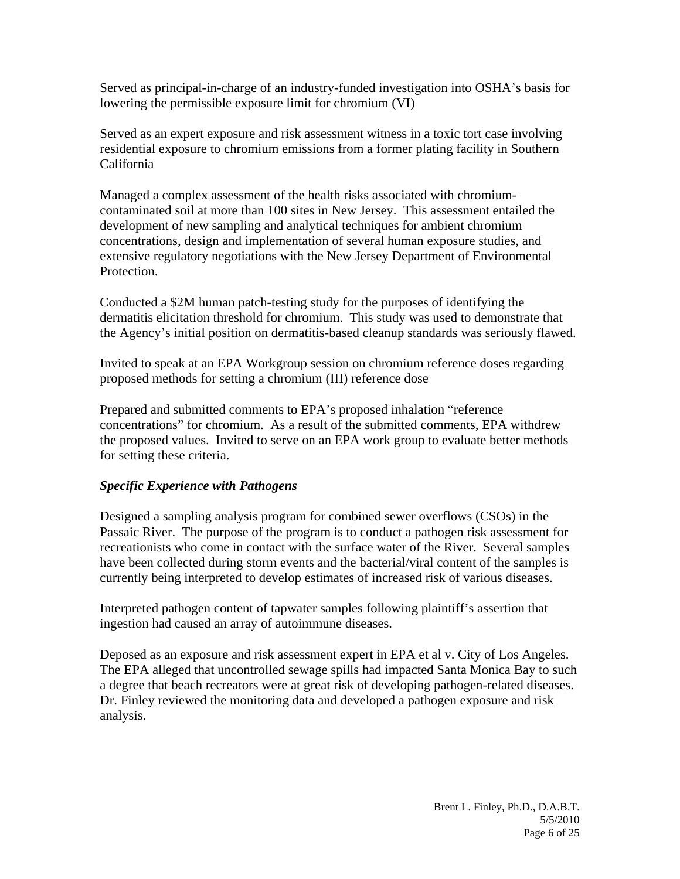Served as principal-in-charge of an industry-funded investigation into OSHA's basis for lowering the permissible exposure limit for chromium (VI)

Served as an expert exposure and risk assessment witness in a toxic tort case involving residential exposure to chromium emissions from a former plating facility in Southern California

Managed a complex assessment of the health risks associated with chromium-contaminated soil at more than 100 sites in New Jersey. This assessment entailed the development of new sampling and analytical techniques for ambient chromium concentrations, design and implementation of several human exposure studies, and extensive regulatory negotiations with the New Jersey Department of Environmental Protection.

Conducted a $2M human patch-testing study for the purposes of identifying the dermatitis elicitation threshold for chromium. This study was used to demonstrate that the Agency's initial position on dermatitis-based cleanup standards was seriously flawed.

Invited to speak at an EPA Workgroup session on chromium reference doses regarding proposed methods for setting a chromium (III) reference dose

Prepared and submitted comments to EPA's proposed inhalation "reference concentrations" for chromium. As a result of the submitted comments, EPA withdrew the proposed values. Invited to serve on an EPA work group to evaluate better methods for setting these criteria.

### *Specific Experience with Pathogens*

Designed a sampling analysis program for combined sewer overflows (CSOs) in the Passaic River. The purpose of the program is to conduct a pathogen risk assessment for recreationists who come in contact with the surface water of the River. Several samples have been collected during storm events and the bacterial/viral content of the samples is currently being interpreted to develop estimates of increased risk of various diseases.

Interpreted pathogen content of tapwater samples following plaintiff's assertion that ingestion had caused an array of autoimmune diseases.

Deposed as an exposure and risk assessment expert in EPA et al v. City of Los Angeles. The EPA alleged that uncontrolled sewage spills had impacted Santa Monica Bay to such a degree that beach recreators were at great risk of developing pathogen-related diseases. Dr. Finley reviewed the monitoring data and developed a pathogen exposure and risk analysis.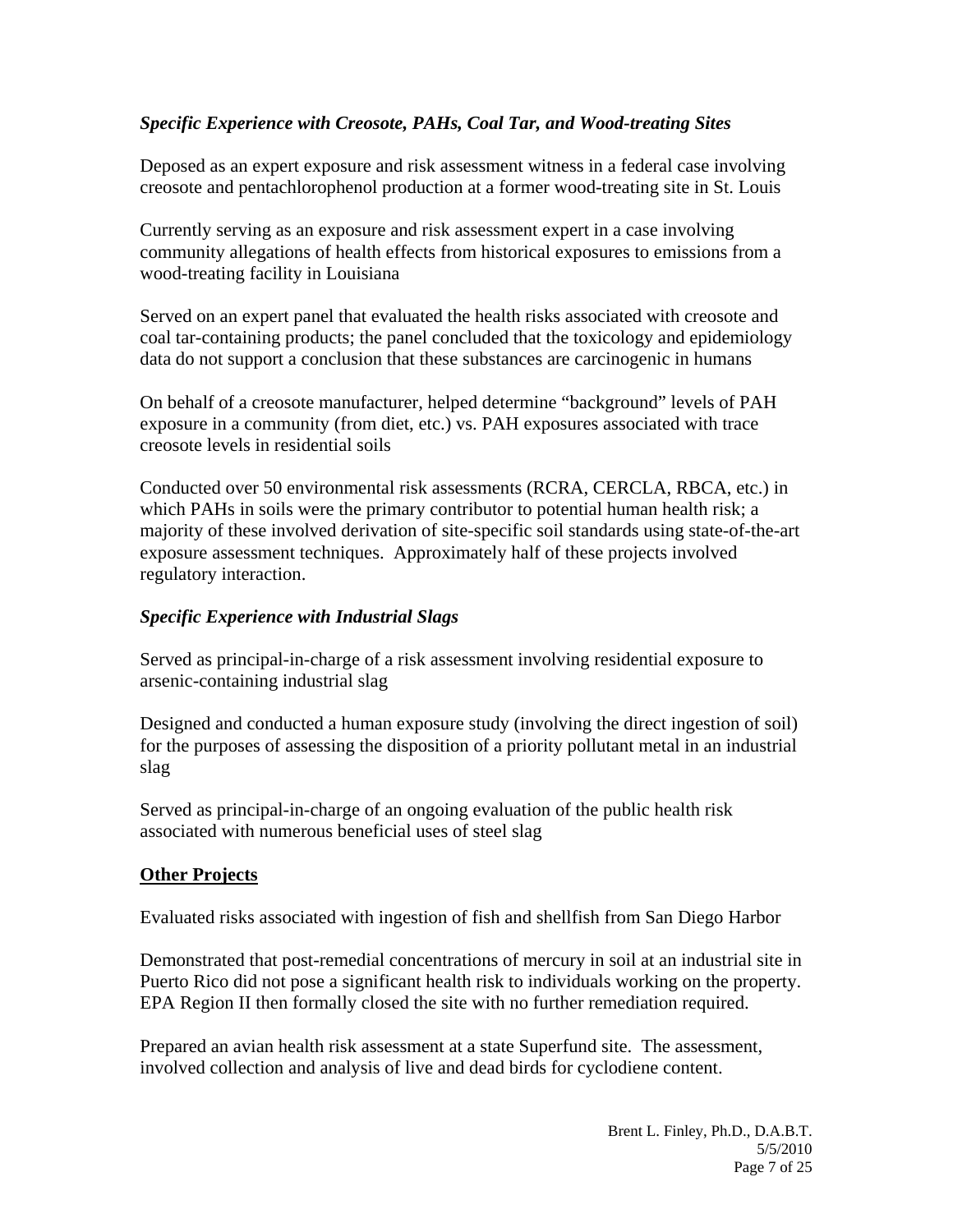### *Specific Experience with Creosote, PAHs, Coal Tar, and Wood-treating Sites*

Deposed as an expert exposure and risk assessment witness in a federal case involving creosote and pentachlorophenol production at a former wood-treating site in St. Louis

Currently serving as an exposure and risk assessment expert in a case involving community allegations of health effects from historical exposures to emissions from a wood-treating facility in Louisiana

Served on an expert panel that evaluated the health risks associated with creosote and coal tar-containing products; the panel concluded that the toxicology and epidemiology data do not support a conclusion that these substances are carcinogenic in humans

On behalf of a creosote manufacturer, helped determine "background" levels of PAH exposure in a community (from diet, etc.) vs. PAH exposures associated with trace creosote levels in residential soils

Conducted over 50 environmental risk assessments (RCRA, CERCLA, RBCA, etc.) in which PAHs in soils were the primary contributor to potential human health risk; a majority of these involved derivation of site-specific soil standards using state-of-the-art exposure assessment techniques. Approximately half of these projects involved regulatory interaction.

### *Specific Experience with Industrial Slags*

Served as principal-in-charge of a risk assessment involving residential exposure to arsenic-containing industrial slag

Designed and conducted a human exposure study (involving the direct ingestion of soil) for the purposes of assessing the disposition of a priority pollutant metal in an industrial slag

Served as principal-in-charge of an ongoing evaluation of the public health risk associated with numerous beneficial uses of steel slag

## **Other Projects**

Evaluated risks associated with ingestion of fish and shellfish from San Diego Harbor

Demonstrated that post-remedial concentrations of mercury in soil at an industrial site in Puerto Rico did not pose a significant health risk to individuals working on the property. EPA Region II then formally closed the site with no further remediation required.

Prepared an avian health risk assessment at a state Superfund site. The assessment, involved collection and analysis of live and dead birds for cyclodiene content.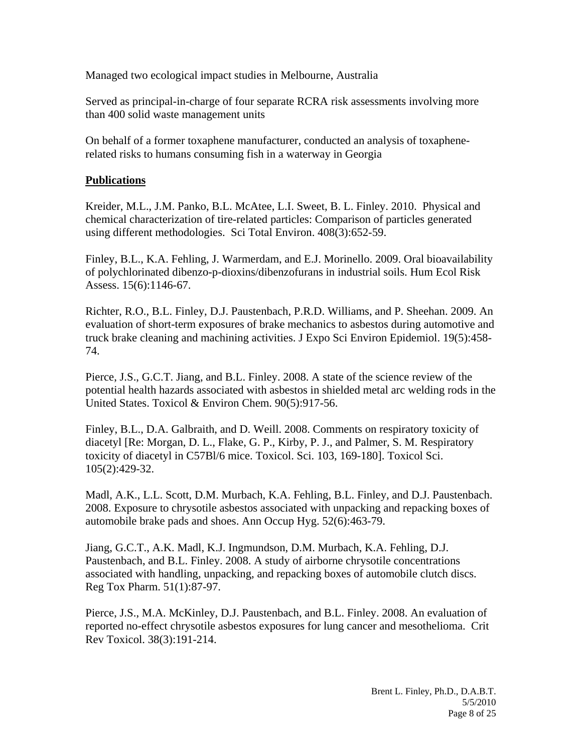Managed two ecological impact studies in Melbourne, Australia

Served as principal-in-charge of four separate RCRA risk assessments involving more than 400 solid waste management units

On behalf of a former toxaphene manufacturer, conducted an analysis of toxaphene-related risks to humans consuming fish in a waterway in Georgia

## Publications

Kreider, M.L., J.M. Panko, B.L. McAtee, L.I. Sweet, B. L. Finley. 2010. Physical and chemical characterization of tire-related particles: Comparison of particles generated using different methodologies. Sci Total Environ. 408(3):652-59.

Finley, B.L., K.A. Fehling, J. Warmerdam, and E.J. Morinello. 2009. Oral bioavailability of polychlorinated dibenzo-p-dioxins/dibenzofurans in industrial soils. Hum Ecol Risk Assess. 15(6):1146-67.

Richter, R.O., B.L. Finley, D.J. Paustenbach, P.R.D. Williams, and P. Sheehan. 2009. An evaluation of short-term exposures of brake mechanics to asbestos during automotive and truck brake cleaning and machining activities. J Expo Sci Environ Epidemiol. 19(5):458-74.

Pierce, J.S., G.C.T. Jiang, and B.L. Finley. 2008. A state of the science review of the potential health hazards associated with asbestos in shielded metal arc welding rods in the United States. Toxicol & Environ Chem. 90(5):917-56.

Finley, B.L., D.A. Galbraith, and D. Weill. 2008. Comments on respiratory toxicity of diacetyl [Re: Morgan, D. L., Flake, G. P., Kirby, P. J., and Palmer, S. M. Respiratory toxicity of diacetyl in C57Bl/6 mice. Toxicol. Sci. 103, 169-180]. Toxicol Sci. 105(2):429-32.

Madl, A.K., L.L. Scott, D.M. Murbach, K.A. Fehling, B.L. Finley, and D.J. Paustenbach. 2008. Exposure to chrysotile asbestos associated with unpacking and repacking boxes of automobile brake pads and shoes. Ann Occup Hyg. 52(6):463-79.

Jiang, G.C.T., A.K. Madl, K.J. Ingmundson, D.M. Murbach, K.A. Fehling, D.J. Paustenbach, and B.L. Finley. 2008. A study of airborne chrysotile concentrations associated with handling, unpacking, and repacking boxes of automobile clutch discs. Reg Tox Pharm. 51(1):87-97.

Pierce, J.S., M.A. McKinley, D.J. Paustenbach, and B.L. Finley. 2008. An evaluation of reported no-effect chrysotile asbestos exposures for lung cancer and mesothelioma. Crit Rev Toxicol. 38(3):191-214.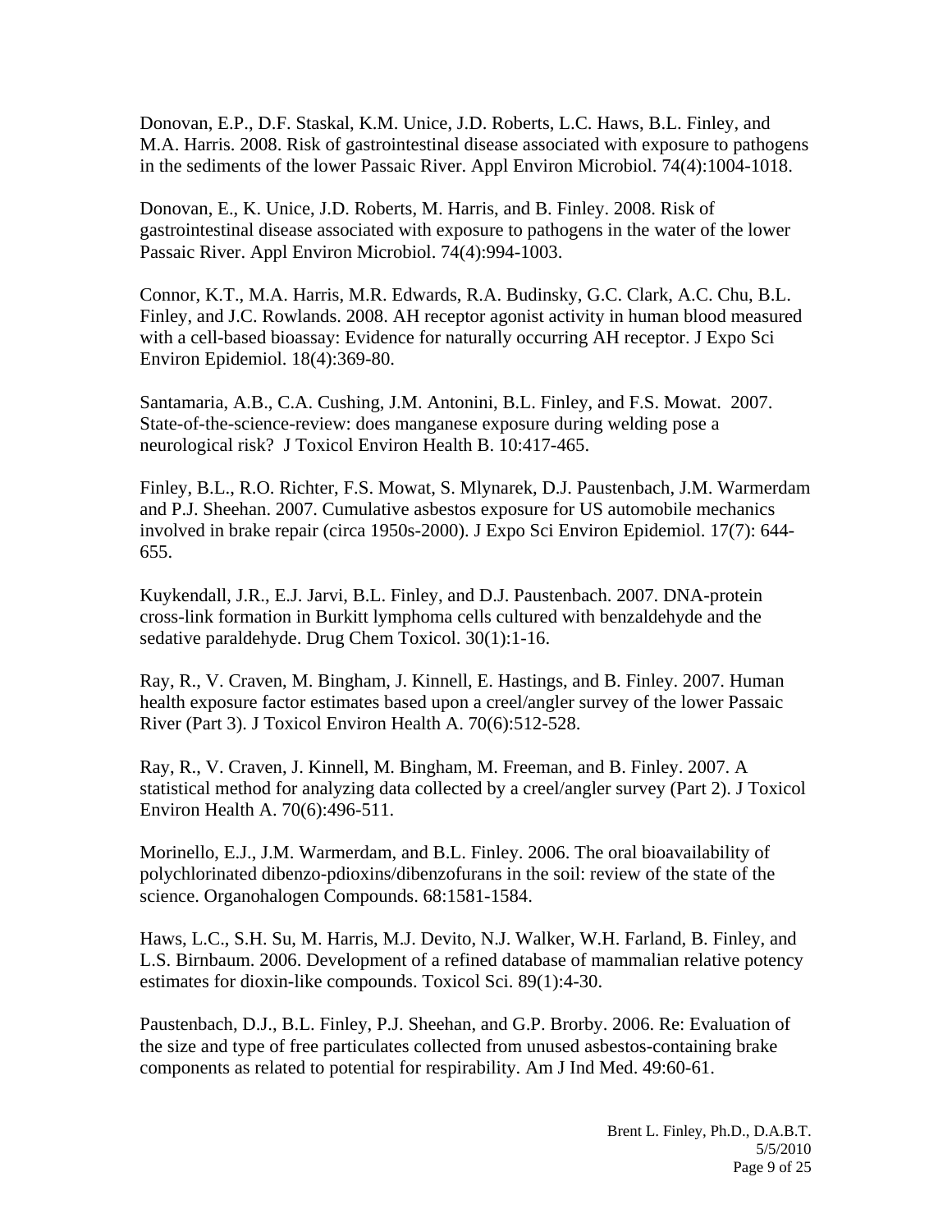Donovan, E.P., D.F. Staskal, K.M. Unice, J.D. Roberts, L.C. Haws, B.L. Finley, and M.A. Harris. 2008. Risk of gastrointestinal disease associated with exposure to pathogens in the sediments of the lower Passaic River. Appl Environ Microbiol. 74(4):1004-1018.

Donovan, E., K. Unice, J.D. Roberts, M. Harris, and B. Finley. 2008. Risk of gastrointestinal disease associated with exposure to pathogens in the water of the lower Passaic River. Appl Environ Microbiol. 74(4):994-1003.

Connor, K.T., M.A. Harris, M.R. Edwards, R.A. Budinsky, G.C. Clark, A.C. Chu, B.L. Finley, and J.C. Rowlands. 2008. AH receptor agonist activity in human blood measured with a cell-based bioassay: Evidence for naturally occurring AH receptor. J Expo Sci Environ Epidemiol. 18(4):369-80.

Santamaria, A.B., C.A. Cushing, J.M. Antonini, B.L. Finley, and F.S. Mowat. 2007. State-of-the-science-review: does manganese exposure during welding pose a neurological risk? J Toxicol Environ Health B. 10:417-465.

Finley, B.L., R.O. Richter, F.S. Mowat, S. Mlynarek, D.J. Paustenbach, J.M. Warmerdam and P.J. Sheehan. 2007. Cumulative asbestos exposure for US automobile mechanics involved in brake repair (circa 1950s-2000). J Expo Sci Environ Epidemiol. 17(7): 644-655.

Kuykendall, J.R., E.J. Jarvi, B.L. Finley, and D.J. Paustenbach. 2007. DNA-protein cross-link formation in Burkitt lymphoma cells cultured with benzaldehyde and the sedative paraldehyde. Drug Chem Toxicol. 30(1):1-16.

Ray, R., V. Craven, M. Bingham, J. Kinnell, E. Hastings, and B. Finley. 2007. Human health exposure factor estimates based upon a creel/angler survey of the lower Passaic River (Part 3). J Toxicol Environ Health A. 70(6):512-528.

Ray, R., V. Craven, J. Kinnell, M. Bingham, M. Freeman, and B. Finley. 2007. A statistical method for analyzing data collected by a creel/angler survey (Part 2). J Toxicol Environ Health A. 70(6):496-511.

Morinello, E.J., J.M. Warmerdam, and B.L. Finley. 2006. The oral bioavailability of polychlorinated dibenzo-pdioxins/dibenzofurans in the soil: review of the state of the science. Organohalogen Compounds. 68:1581-1584.

Haws, L.C., S.H. Su, M. Harris, M.J. Devito, N.J. Walker, W.H. Farland, B. Finley, and L.S. Birnbaum. 2006. Development of a refined database of mammalian relative potency estimates for dioxin-like compounds. Toxicol Sci. 89(1):4-30.

Paustenbach, D.J., B.L. Finley, P.J. Sheehan, and G.P. Brorby. 2006. Re: Evaluation of the size and type of free particulates collected from unused asbestos-containing brake components as related to potential for respirability. Am J Ind Med. 49:60-61.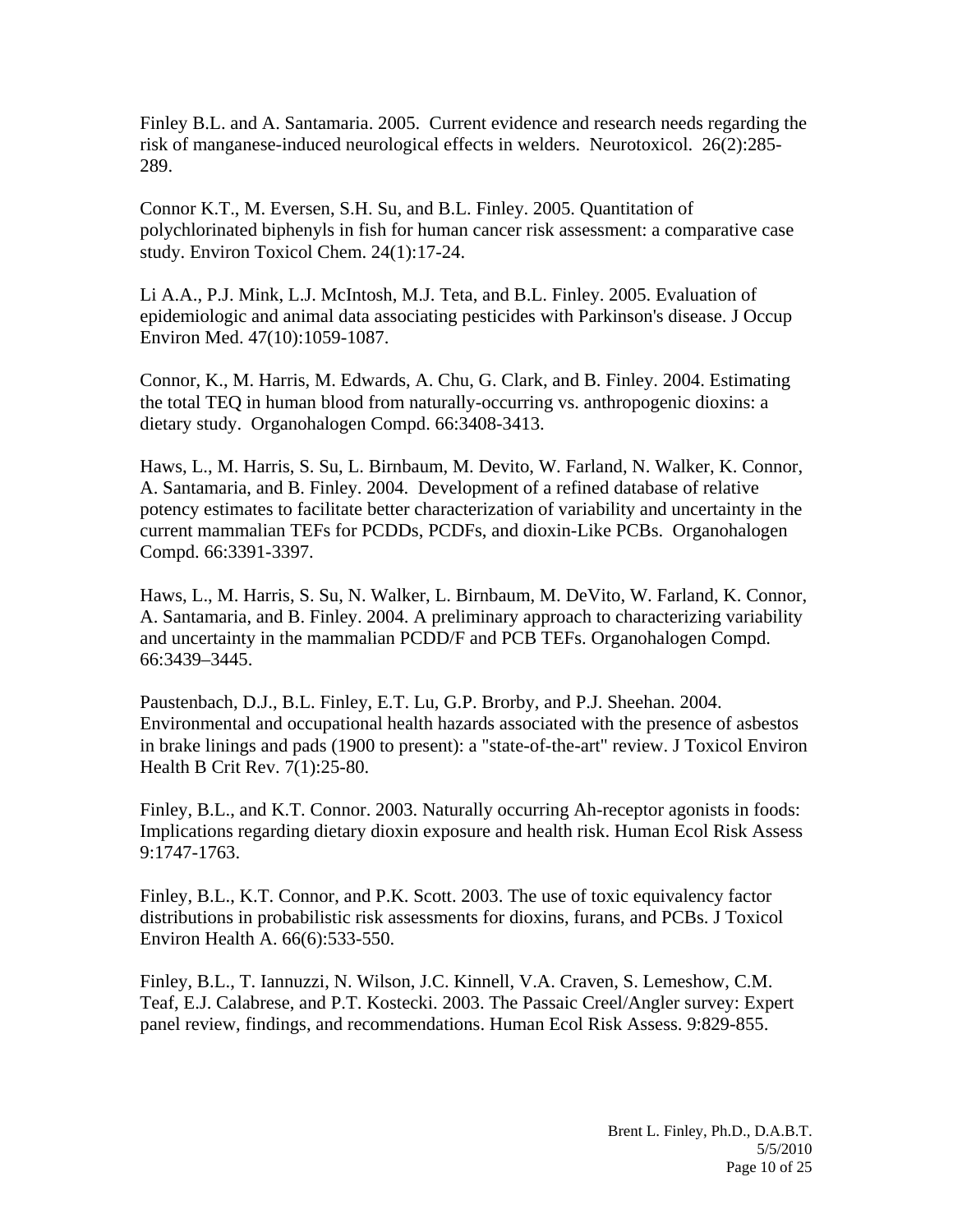Finley B.L. and A. Santamaria. 2005. Current evidence and research needs regarding the risk of manganese-induced neurological effects in welders. Neurotoxicol. 26(2):285-289.

Connor K.T., M. Eversen, S.H. Su, and B.L. Finley. 2005. Quantitation of polychlorinated biphenyls in fish for human cancer risk assessment: a comparative case study. Environ Toxicol Chem. 24(1):17-24.

Li A.A., P.J. Mink, L.J. McIntosh, M.J. Teta, and B.L. Finley. 2005. Evaluation of epidemiologic and animal data associating pesticides with Parkinson's disease. J Occup Environ Med. 47(10):1059-1087.

Connor, K., M. Harris, M. Edwards, A. Chu, G. Clark, and B. Finley. 2004. Estimating the total TEQ in human blood from naturally-occurring vs. anthropogenic dioxins: a dietary study. Organohalogen Compd. 66:3408-3413.

Haws, L., M. Harris, S. Su, L. Birnbaum, M. Devito, W. Farland, N. Walker, K. Connor, A. Santamaria, and B. Finley. 2004. Development of a refined database of relative potency estimates to facilitate better characterization of variability and uncertainty in the current mammalian TEFs for PCDDs, PCDFs, and dioxin-Like PCBs. Organohalogen Compd. 66:3391-3397.

Haws, L., M. Harris, S. Su, N. Walker, L. Birnbaum, M. DeVito, W. Farland, K. Connor, A. Santamaria, and B. Finley. 2004. A preliminary approach to characterizing variability and uncertainty in the mammalian PCDD/F and PCB TEFs. Organohalogen Compd. 66:3439–3445.

Paustenbach, D.J., B.L. Finley, E.T. Lu, G.P. Brorby, and P.J. Sheehan. 2004. Environmental and occupational health hazards associated with the presence of asbestos in brake linings and pads (1900 to present): a "state-of-the-art" review. J Toxicol Environ Health B Crit Rev. 7(1):25-80.

Finley, B.L., and K.T. Connor. 2003. Naturally occurring Ah-receptor agonists in foods: Implications regarding dietary dioxin exposure and health risk. Human Ecol Risk Assess 9:1747-1763.

Finley, B.L., K.T. Connor, and P.K. Scott. 2003. The use of toxic equivalency factor distributions in probabilistic risk assessments for dioxins, furans, and PCBs. J Toxicol Environ Health A. 66(6):533-550.

Finley, B.L., T. Iannuzzi, N. Wilson, J.C. Kinnell, V.A. Craven, S. Lemeshow, C.M. Teaf, E.J. Calabrese, and P.T. Kostecki. 2003. The Passaic Creel/Angler survey: Expert panel review, findings, and recommendations. Human Ecol Risk Assess. 9:829-855.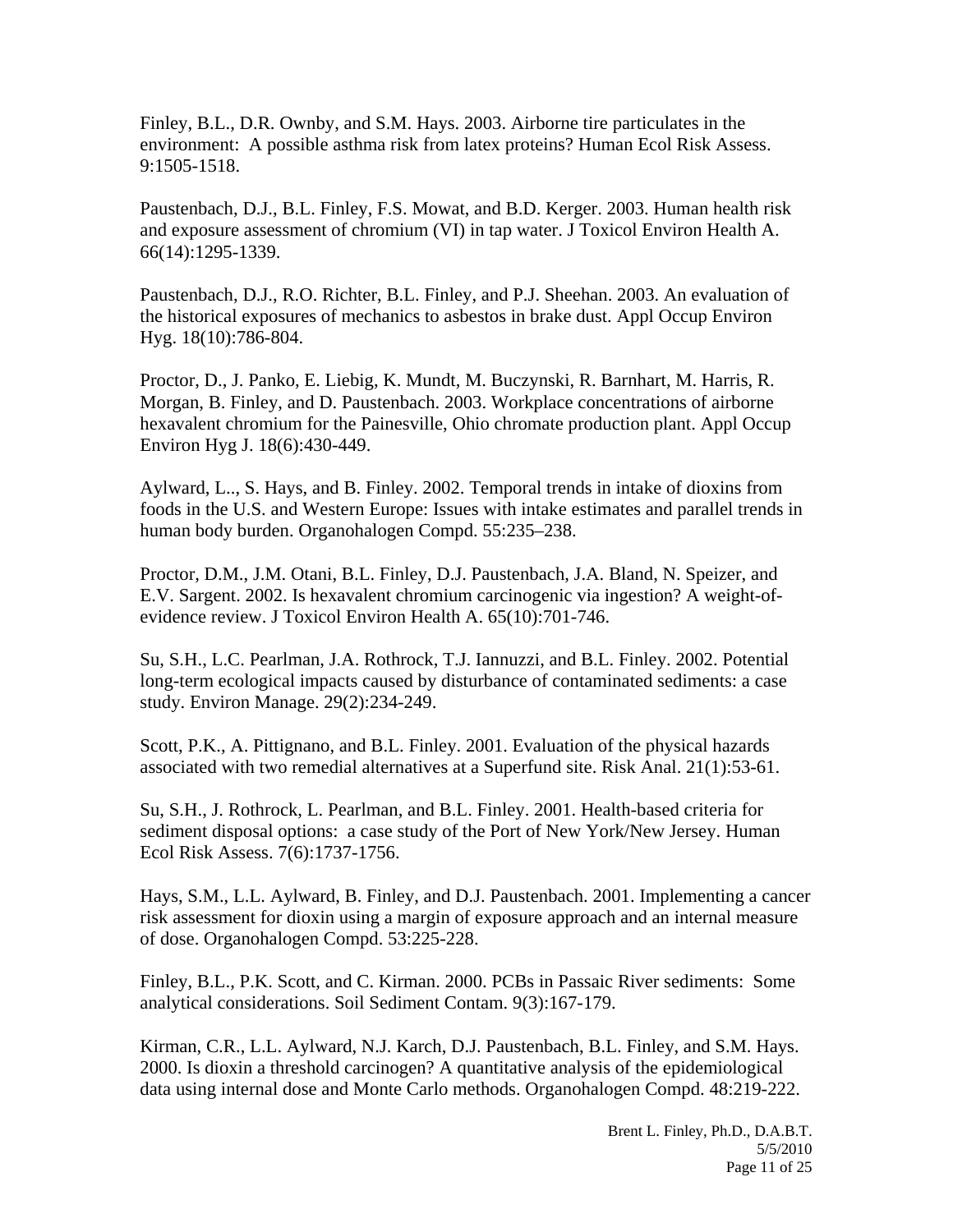Finley, B.L., D.R. Ownby, and S.M. Hays. 2003. Airborne tire particulates in the environment: A possible asthma risk from latex proteins? Human Ecol Risk Assess. 9:1505-1518.

Paustenbach, D.J., B.L. Finley, F.S. Mowat, and B.D. Kerger. 2003. Human health risk and exposure assessment of chromium (VI) in tap water. J Toxicol Environ Health A. 66(14):1295-1339.

Paustenbach, D.J., R.O. Richter, B.L. Finley, and P.J. Sheehan. 2003. An evaluation of the historical exposures of mechanics to asbestos in brake dust. Appl Occup Environ Hyg. 18(10):786-804.

Proctor, D., J. Panko, E. Liebig, K. Mundt, M. Buczynski, R. Barnhart, M. Harris, R. Morgan, B. Finley, and D. Paustenbach. 2003. Workplace concentrations of airborne hexavalent chromium for the Painesville, Ohio chromate production plant. Appl Occup Environ Hyg J. 18(6):430-449.

Aylward, L.., S. Hays, and B. Finley. 2002. Temporal trends in intake of dioxins from foods in the U.S. and Western Europe: Issues with intake estimates and parallel trends in human body burden. Organohalogen Compd. 55:235–238.

Proctor, D.M., J.M. Otani, B.L. Finley, D.J. Paustenbach, J.A. Bland, N. Speizer, and E.V. Sargent. 2002. Is hexavalent chromium carcinogenic via ingestion? A weight-of-evidence review. J Toxicol Environ Health A. 65(10):701-746.

Su, S.H., L.C. Pearlman, J.A. Rothrock, T.J. Iannuzzi, and B.L. Finley. 2002. Potential long-term ecological impacts caused by disturbance of contaminated sediments: a case study. Environ Manage. 29(2):234-249.

Scott, P.K., A. Pittignano, and B.L. Finley. 2001. Evaluation of the physical hazards associated with two remedial alternatives at a Superfund site. Risk Anal. 21(1):53-61.

Su, S.H., J. Rothrock, L. Pearlman, and B.L. Finley. 2001. Health-based criteria for sediment disposal options: a case study of the Port of New York/New Jersey. Human Ecol Risk Assess. 7(6):1737-1756.

Hays, S.M., L.L. Aylward, B. Finley, and D.J. Paustenbach. 2001. Implementing a cancer risk assessment for dioxin using a margin of exposure approach and an internal measure of dose. Organohalogen Compd. 53:225-228.

Finley, B.L., P.K. Scott, and C. Kirman. 2000. PCBs in Passaic River sediments: Some analytical considerations. Soil Sediment Contam. 9(3):167-179.

Kirman, C.R., L.L. Aylward, N.J. Karch, D.J. Paustenbach, B.L. Finley, and S.M. Hays. 2000. Is dioxin a threshold carcinogen? A quantitative analysis of the epidemiological data using internal dose and Monte Carlo methods. Organohalogen Compd. 48:219-222.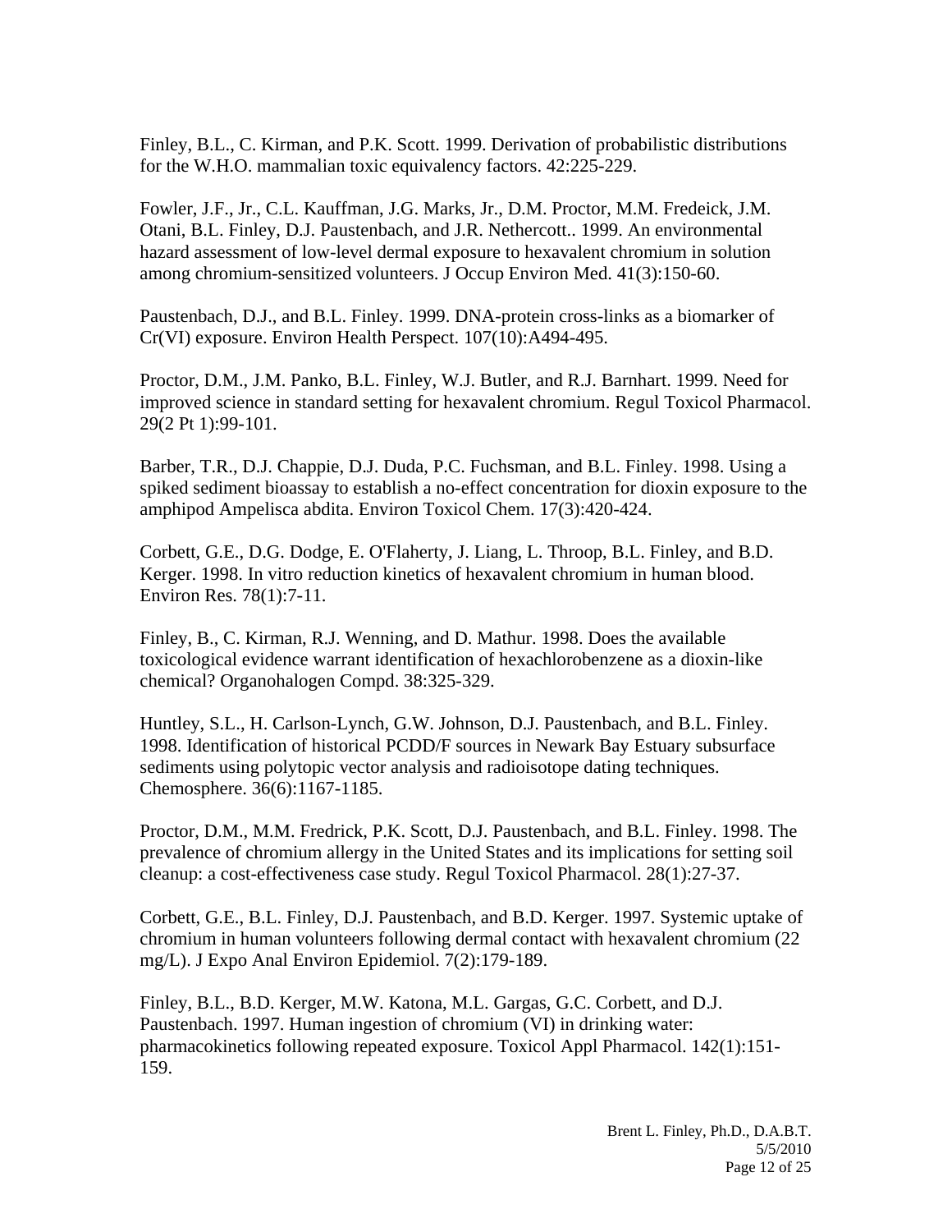Finley, B.L., C. Kirman, and P.K. Scott. 1999. Derivation of probabilistic distributions for the W.H.O. mammalian toxic equivalency factors. 42:225-229.

Fowler, J.F., Jr., C.L. Kauffman, J.G. Marks, Jr., D.M. Proctor, M.M. Fredeick, J.M. Otani, B.L. Finley, D.J. Paustenbach, and J.R. Nethercott.. 1999. An environmental hazard assessment of low-level dermal exposure to hexavalent chromium in solution among chromium-sensitized volunteers. J Occup Environ Med. 41(3):150-60.

Paustenbach, D.J., and B.L. Finley. 1999. DNA-protein cross-links as a biomarker of Cr(VI) exposure. Environ Health Perspect. 107(10):A494-495.

Proctor, D.M., J.M. Panko, B.L. Finley, W.J. Butler, and R.J. Barnhart. 1999. Need for improved science in standard setting for hexavalent chromium. Regul Toxicol Pharmacol. 29(2 Pt 1):99-101.

Barber, T.R., D.J. Chappie, D.J. Duda, P.C. Fuchsman, and B.L. Finley. 1998. Using a spiked sediment bioassay to establish a no-effect concentration for dioxin exposure to the amphipod Ampelisca abdita. Environ Toxicol Chem. 17(3):420-424.

Corbett, G.E., D.G. Dodge, E. O'Flaherty, J. Liang, L. Throop, B.L. Finley, and B.D. Kerger. 1998. In vitro reduction kinetics of hexavalent chromium in human blood. Environ Res. 78(1):7-11.

Finley, B., C. Kirman, R.J. Wenning, and D. Mathur. 1998. Does the available toxicological evidence warrant identification of hexachlorobenzene as a dioxin-like chemical? Organohalogen Compd. 38:325-329.

Huntley, S.L., H. Carlson-Lynch, G.W. Johnson, D.J. Paustenbach, and B.L. Finley. 1998. Identification of historical PCDD/F sources in Newark Bay Estuary subsurface sediments using polytopic vector analysis and radioisotope dating techniques. Chemosphere. 36(6):1167-1185.

Proctor, D.M., M.M. Fredrick, P.K. Scott, D.J. Paustenbach, and B.L. Finley. 1998. The prevalence of chromium allergy in the United States and its implications for setting soil cleanup: a cost-effectiveness case study. Regul Toxicol Pharmacol. 28(1):27-37.

Corbett, G.E., B.L. Finley, D.J. Paustenbach, and B.D. Kerger. 1997. Systemic uptake of chromium in human volunteers following dermal contact with hexavalent chromium (22 mg/L). J Expo Anal Environ Epidemiol. 7(2):179-189.

Finley, B.L., B.D. Kerger, M.W. Katona, M.L. Gargas, G.C. Corbett, and D.J. Paustenbach. 1997. Human ingestion of chromium (VI) in drinking water: pharmacokinetics following repeated exposure. Toxicol Appl Pharmacol. 142(1):151-159.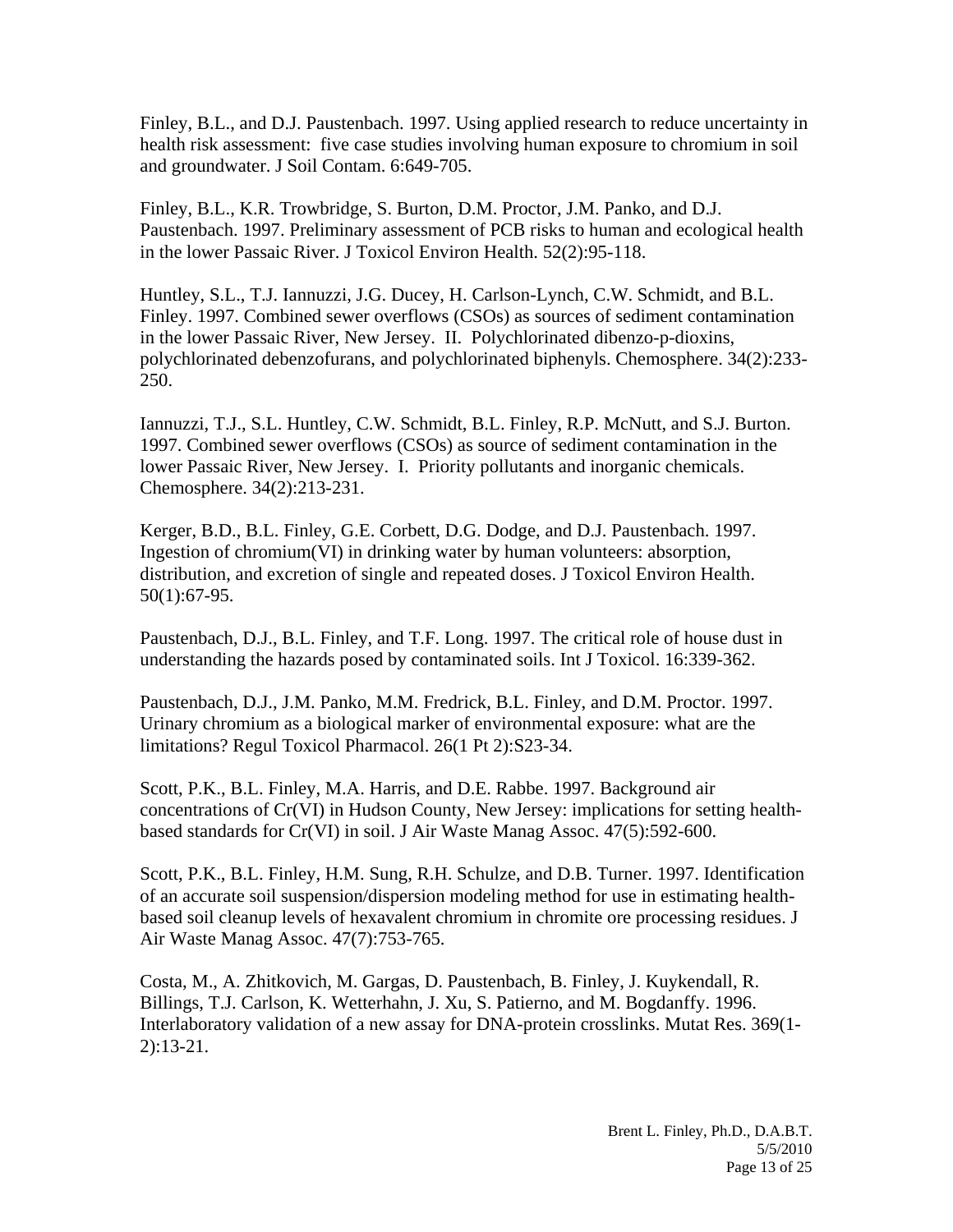Finley, B.L., and D.J. Paustenbach. 1997. Using applied research to reduce uncertainty in health risk assessment: five case studies involving human exposure to chromium in soil and groundwater. J Soil Contam. 6:649-705.

Finley, B.L., K.R. Trowbridge, S. Burton, D.M. Proctor, J.M. Panko, and D.J. Paustenbach. 1997. Preliminary assessment of PCB risks to human and ecological health in the lower Passaic River. J Toxicol Environ Health. 52(2):95-118.

Huntley, S.L., T.J. Iannuzzi, J.G. Ducey, H. Carlson-Lynch, C.W. Schmidt, and B.L. Finley. 1997. Combined sewer overflows (CSOs) as sources of sediment contamination in the lower Passaic River, New Jersey. II. Polychlorinated dibenzo-p-dioxins, polychlorinated debenzofurans, and polychlorinated biphenyls. Chemosphere. 34(2):233-250.

Iannuzzi, T.J., S.L. Huntley, C.W. Schmidt, B.L. Finley, R.P. McNutt, and S.J. Burton. 1997. Combined sewer overflows (CSOs) as source of sediment contamination in the lower Passaic River, New Jersey. I. Priority pollutants and inorganic chemicals. Chemosphere. 34(2):213-231.

Kerger, B.D., B.L. Finley, G.E. Corbett, D.G. Dodge, and D.J. Paustenbach. 1997. Ingestion of chromium(VI) in drinking water by human volunteers: absorption, distribution, and excretion of single and repeated doses. J Toxicol Environ Health. 50(1):67-95.

Paustenbach, D.J., B.L. Finley, and T.F. Long. 1997. The critical role of house dust in understanding the hazards posed by contaminated soils. Int J Toxicol. 16:339-362.

Paustenbach, D.J., J.M. Panko, M.M. Fredrick, B.L. Finley, and D.M. Proctor. 1997. Urinary chromium as a biological marker of environmental exposure: what are the limitations? Regul Toxicol Pharmacol. 26(1 Pt 2):S23-34.

Scott, P.K., B.L. Finley, M.A. Harris, and D.E. Rabbe. 1997. Background air concentrations of Cr(VI) in Hudson County, New Jersey: implications for setting health-based standards for Cr(VI) in soil. J Air Waste Manag Assoc. 47(5):592-600.

Scott, P.K., B.L. Finley, H.M. Sung, R.H. Schulze, and D.B. Turner. 1997. Identification of an accurate soil suspension/dispersion modeling method for use in estimating health-based soil cleanup levels of hexavalent chromium in chromite ore processing residues. J Air Waste Manag Assoc. 47(7):753-765.

Costa, M., A. Zhitkovich, M. Gargas, D. Paustenbach, B. Finley, J. Kuykendall, R. Billings, T.J. Carlson, K. Wetterhahn, J. Xu, S. Patierno, and M. Bogdanffy. 1996. Interlaboratory validation of a new assay for DNA-protein crosslinks. Mutat Res. 369(1-2):13-21.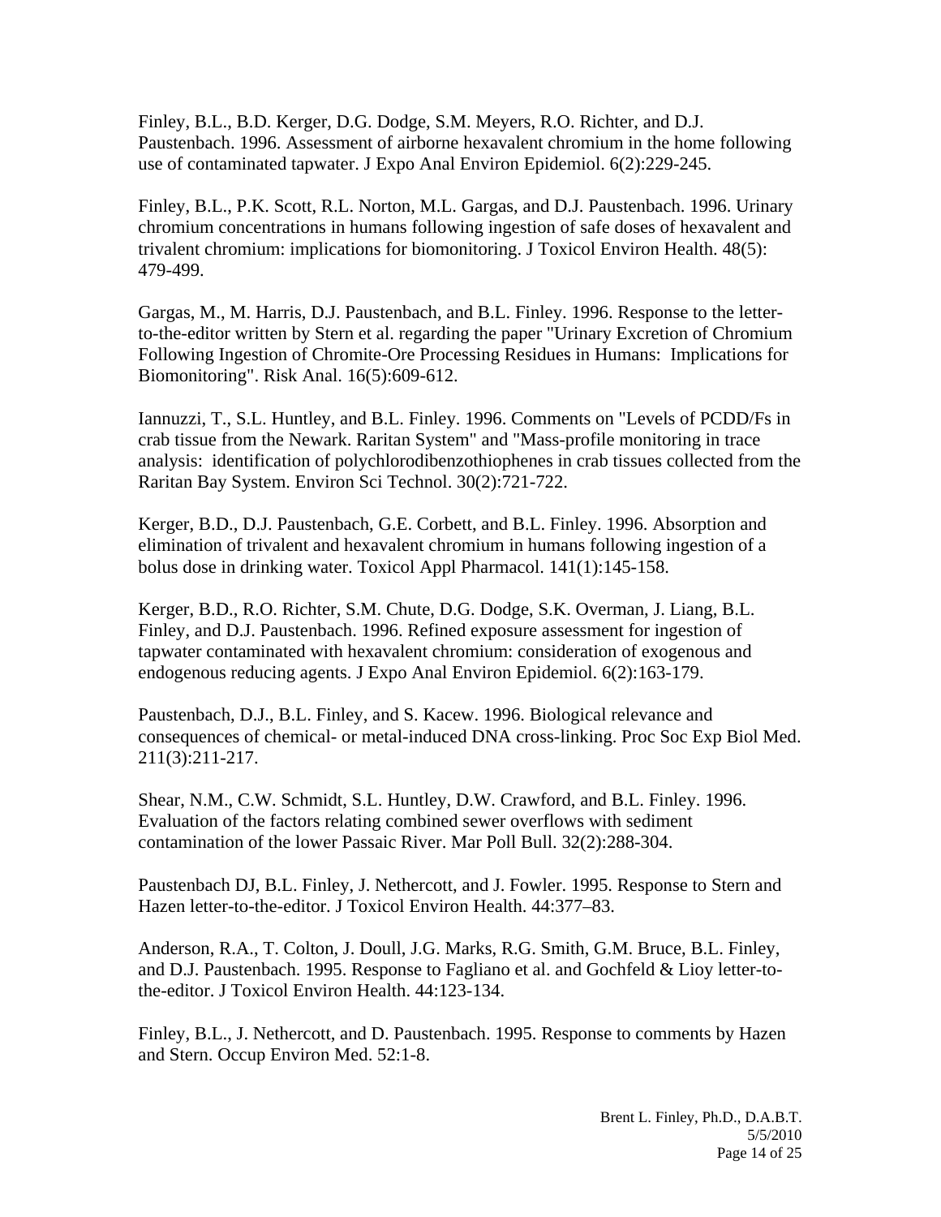Finley, B.L., B.D. Kerger, D.G. Dodge, S.M. Meyers, R.O. Richter, and D.J. Paustenbach. 1996. Assessment of airborne hexavalent chromium in the home following use of contaminated tapwater. J Expo Anal Environ Epidemiol. 6(2):229-245.

Finley, B.L., P.K. Scott, R.L. Norton, M.L. Gargas, and D.J. Paustenbach. 1996. Urinary chromium concentrations in humans following ingestion of safe doses of hexavalent and trivalent chromium: implications for biomonitoring. J Toxicol Environ Health. 48(5): 479-499.

Gargas, M., M. Harris, D.J. Paustenbach, and B.L. Finley. 1996. Response to the letter-to-the-editor written by Stern et al. regarding the paper "Urinary Excretion of Chromium Following Ingestion of Chromite-Ore Processing Residues in Humans: Implications for Biomonitoring". Risk Anal. 16(5):609-612.

Iannuzzi, T., S.L. Huntley, and B.L. Finley. 1996. Comments on "Levels of PCDD/Fs in crab tissue from the Newark. Raritan System" and "Mass-profile monitoring in trace analysis: identification of polychlorodibenzothiophenes in crab tissues collected from the Raritan Bay System. Environ Sci Technol. 30(2):721-722.

Kerger, B.D., D.J. Paustenbach, G.E. Corbett, and B.L. Finley. 1996. Absorption and elimination of trivalent and hexavalent chromium in humans following ingestion of a bolus dose in drinking water. Toxicol Appl Pharmacol. 141(1):145-158.

Kerger, B.D., R.O. Richter, S.M. Chute, D.G. Dodge, S.K. Overman, J. Liang, B.L. Finley, and D.J. Paustenbach. 1996. Refined exposure assessment for ingestion of tapwater contaminated with hexavalent chromium: consideration of exogenous and endogenous reducing agents. J Expo Anal Environ Epidemiol. 6(2):163-179.

Paustenbach, D.J., B.L. Finley, and S. Kacew. 1996. Biological relevance and consequences of chemical- or metal-induced DNA cross-linking. Proc Soc Exp Biol Med. 211(3):211-217.

Shear, N.M., C.W. Schmidt, S.L. Huntley, D.W. Crawford, and B.L. Finley. 1996. Evaluation of the factors relating combined sewer overflows with sediment contamination of the lower Passaic River. Mar Poll Bull. 32(2):288-304.

Paustenbach DJ, B.L. Finley, J. Nethercott, and J. Fowler. 1995. Response to Stern and Hazen letter-to-the-editor. J Toxicol Environ Health. 44:377–83.

Anderson, R.A., T. Colton, J. Doull, J.G. Marks, R.G. Smith, G.M. Bruce, B.L. Finley, and D.J. Paustenbach. 1995. Response to Fagliano et al. and Gochfeld & Lioy letter-to-the-editor. J Toxicol Environ Health. 44:123-134.

Finley, B.L., J. Nethercott, and D. Paustenbach. 1995. Response to comments by Hazen and Stern. Occup Environ Med. 52:1-8.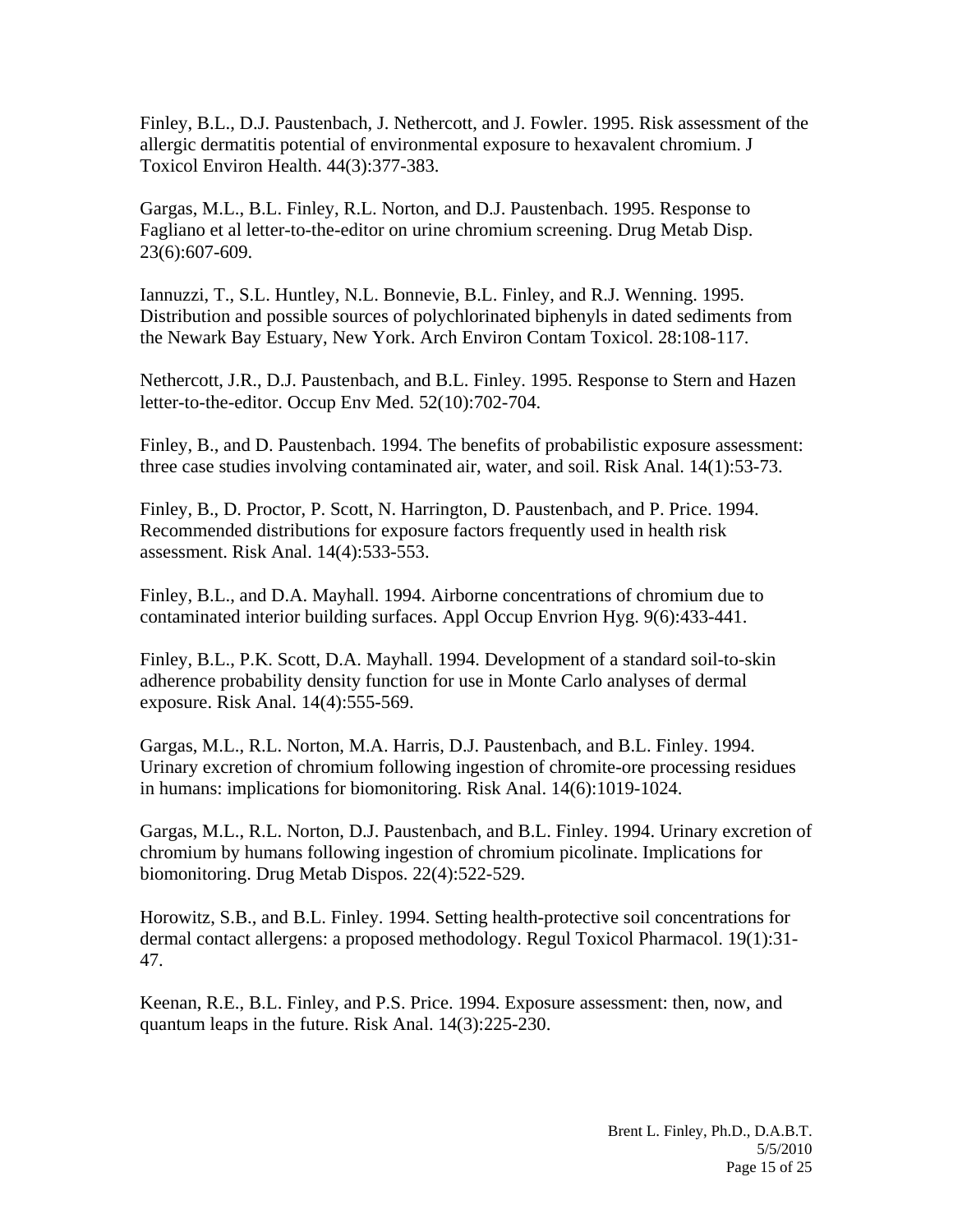Finley, B.L., D.J. Paustenbach, J. Nethercott, and J. Fowler. 1995. Risk assessment of the allergic dermatitis potential of environmental exposure to hexavalent chromium. J Toxicol Environ Health. 44(3):377-383.

Gargas, M.L., B.L. Finley, R.L. Norton, and D.J. Paustenbach. 1995. Response to Fagliano et al letter-to-the-editor on urine chromium screening. Drug Metab Disp. 23(6):607-609.

Iannuzzi, T., S.L. Huntley, N.L. Bonnevie, B.L. Finley, and R.J. Wenning. 1995. Distribution and possible sources of polychlorinated biphenyls in dated sediments from the Newark Bay Estuary, New York. Arch Environ Contam Toxicol. 28:108-117.

Nethercott, J.R., D.J. Paustenbach, and B.L. Finley. 1995. Response to Stern and Hazen letter-to-the-editor. Occup Env Med. 52(10):702-704.

Finley, B., and D. Paustenbach. 1994. The benefits of probabilistic exposure assessment: three case studies involving contaminated air, water, and soil. Risk Anal. 14(1):53-73.

Finley, B., D. Proctor, P. Scott, N. Harrington, D. Paustenbach, and P. Price. 1994. Recommended distributions for exposure factors frequently used in health risk assessment. Risk Anal. 14(4):533-553.

Finley, B.L., and D.A. Mayhall. 1994. Airborne concentrations of chromium due to contaminated interior building surfaces. Appl Occup Envrion Hyg. 9(6):433-441.

Finley, B.L., P.K. Scott, D.A. Mayhall. 1994. Development of a standard soil-to-skin adherence probability density function for use in Monte Carlo analyses of dermal exposure. Risk Anal. 14(4):555-569.

Gargas, M.L., R.L. Norton, M.A. Harris, D.J. Paustenbach, and B.L. Finley. 1994. Urinary excretion of chromium following ingestion of chromite-ore processing residues in humans: implications for biomonitoring. Risk Anal. 14(6):1019-1024.

Gargas, M.L., R.L. Norton, D.J. Paustenbach, and B.L. Finley. 1994. Urinary excretion of chromium by humans following ingestion of chromium picolinate. Implications for biomonitoring. Drug Metab Dispos. 22(4):522-529.

Horowitz, S.B., and B.L. Finley. 1994. Setting health-protective soil concentrations for dermal contact allergens: a proposed methodology. Regul Toxicol Pharmacol. 19(1):31-47.

Keenan, R.E., B.L. Finley, and P.S. Price. 1994. Exposure assessment: then, now, and quantum leaps in the future. Risk Anal. 14(3):225-230.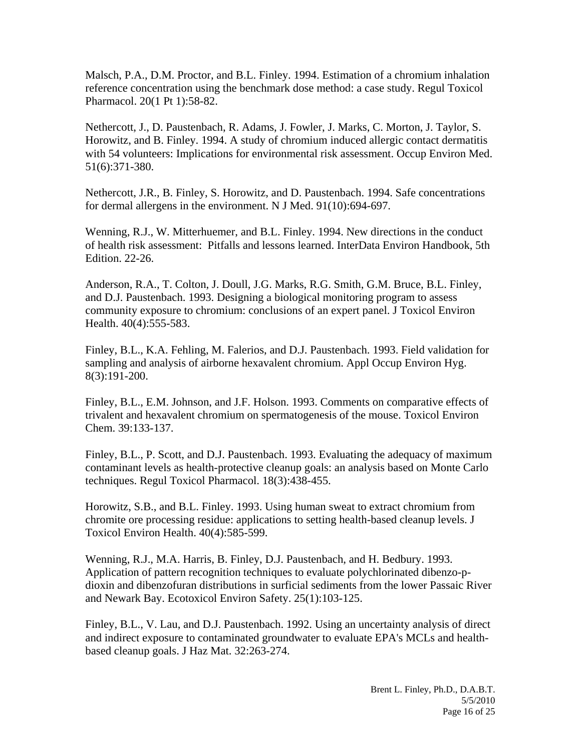Malsch, P.A., D.M. Proctor, and B.L. Finley. 1994. Estimation of a chromium inhalation reference concentration using the benchmark dose method: a case study. Regul Toxicol Pharmacol. 20(1 Pt 1):58-82.

Nethercott, J., D. Paustenbach, R. Adams, J. Fowler, J. Marks, C. Morton, J. Taylor, S. Horowitz, and B. Finley. 1994. A study of chromium induced allergic contact dermatitis with 54 volunteers: Implications for environmental risk assessment. Occup Environ Med. 51(6):371-380.

Nethercott, J.R., B. Finley, S. Horowitz, and D. Paustenbach. 1994. Safe concentrations for dermal allergens in the environment. N J Med. 91(10):694-697.

Wenning, R.J., W. Mitterhuemer, and B.L. Finley. 1994. New directions in the conduct of health risk assessment: Pitfalls and lessons learned. InterData Environ Handbook, 5th Edition. 22-26.

Anderson, R.A., T. Colton, J. Doull, J.G. Marks, R.G. Smith, G.M. Bruce, B.L. Finley, and D.J. Paustenbach. 1993. Designing a biological monitoring program to assess community exposure to chromium: conclusions of an expert panel. J Toxicol Environ Health. 40(4):555-583.

Finley, B.L., K.A. Fehling, M. Falerios, and D.J. Paustenbach. 1993. Field validation for sampling and analysis of airborne hexavalent chromium. Appl Occup Environ Hyg. 8(3):191-200.

Finley, B.L., E.M. Johnson, and J.F. Holson. 1993. Comments on comparative effects of trivalent and hexavalent chromium on spermatogenesis of the mouse. Toxicol Environ Chem. 39:133-137.

Finley, B.L., P. Scott, and D.J. Paustenbach. 1993. Evaluating the adequacy of maximum contaminant levels as health-protective cleanup goals: an analysis based on Monte Carlo techniques. Regul Toxicol Pharmacol. 18(3):438-455.

Horowitz, S.B., and B.L. Finley. 1993. Using human sweat to extract chromium from chromite ore processing residue: applications to setting health-based cleanup levels. J Toxicol Environ Health. 40(4):585-599.

Wenning, R.J., M.A. Harris, B. Finley, D.J. Paustenbach, and H. Bedbury. 1993. Application of pattern recognition techniques to evaluate polychlorinated dibenzo-p-dioxin and dibenzofuran distributions in surficial sediments from the lower Passaic River and Newark Bay. Ecotoxicol Environ Safety. 25(1):103-125.

Finley, B.L., V. Lau, and D.J. Paustenbach. 1992. Using an uncertainty analysis of direct and indirect exposure to contaminated groundwater to evaluate EPA's MCLs and health-based cleanup goals. J Haz Mat. 32:263-274.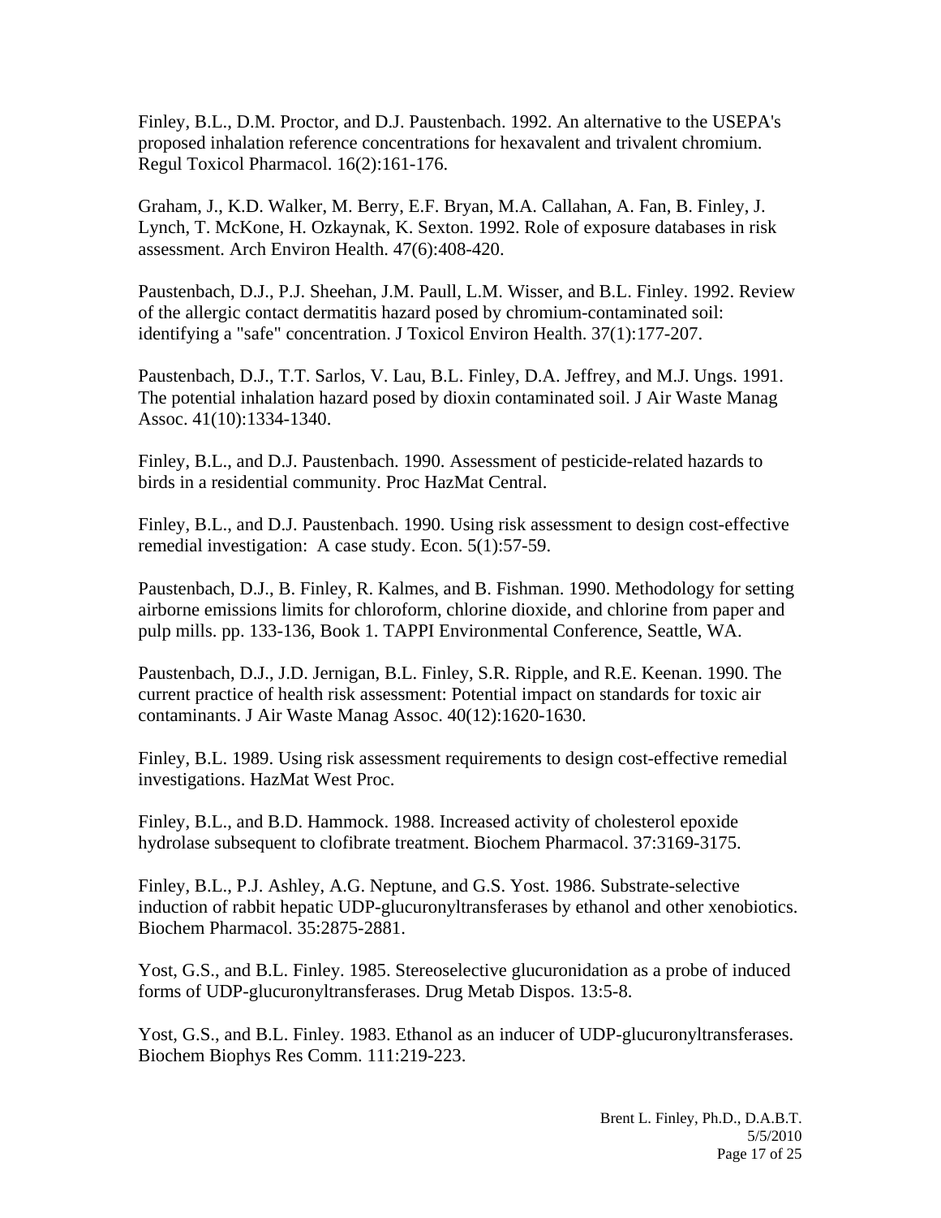Finley, B.L., D.M. Proctor, and D.J. Paustenbach. 1992. An alternative to the USEPA's proposed inhalation reference concentrations for hexavalent and trivalent chromium. Regul Toxicol Pharmacol. 16(2):161-176.

Graham, J., K.D. Walker, M. Berry, E.F. Bryan, M.A. Callahan, A. Fan, B. Finley, J. Lynch, T. McKone, H. Ozkaynak, K. Sexton. 1992. Role of exposure databases in risk assessment. Arch Environ Health. 47(6):408-420.

Paustenbach, D.J., P.J. Sheehan, J.M. Paull, L.M. Wisser, and B.L. Finley. 1992. Review of the allergic contact dermatitis hazard posed by chromium-contaminated soil: identifying a "safe" concentration. J Toxicol Environ Health. 37(1):177-207.

Paustenbach, D.J., T.T. Sarlos, V. Lau, B.L. Finley, D.A. Jeffrey, and M.J. Ungs. 1991. The potential inhalation hazard posed by dioxin contaminated soil. J Air Waste Manag Assoc. 41(10):1334-1340.

Finley, B.L., and D.J. Paustenbach. 1990. Assessment of pesticide-related hazards to birds in a residential community. Proc HazMat Central.

Finley, B.L., and D.J. Paustenbach. 1990. Using risk assessment to design cost-effective remedial investigation: A case study. Econ. 5(1):57-59.

Paustenbach, D.J., B. Finley, R. Kalmes, and B. Fishman. 1990. Methodology for setting airborne emissions limits for chloroform, chlorine dioxide, and chlorine from paper and pulp mills. pp. 133-136, Book 1. TAPPI Environmental Conference, Seattle, WA.

Paustenbach, D.J., J.D. Jernigan, B.L. Finley, S.R. Ripple, and R.E. Keenan. 1990. The current practice of health risk assessment: Potential impact on standards for toxic air contaminants. J Air Waste Manag Assoc. 40(12):1620-1630.

Finley, B.L. 1989. Using risk assessment requirements to design cost-effective remedial investigations. HazMat West Proc.

Finley, B.L., and B.D. Hammock. 1988. Increased activity of cholesterol epoxide hydrolase subsequent to clofibrate treatment. Biochem Pharmacol. 37:3169-3175.

Finley, B.L., P.J. Ashley, A.G. Neptune, and G.S. Yost. 1986. Substrate-selective induction of rabbit hepatic UDP-glucuronyltransferases by ethanol and other xenobiotics. Biochem Pharmacol. 35:2875-2881.

Yost, G.S., and B.L. Finley. 1985. Stereoselective glucuronidation as a probe of induced forms of UDP-glucuronyltransferases. Drug Metab Dispos. 13:5-8.

Yost, G.S., and B.L. Finley. 1983. Ethanol as an inducer of UDP-glucuronyltransferases. Biochem Biophys Res Comm. 111:219-223.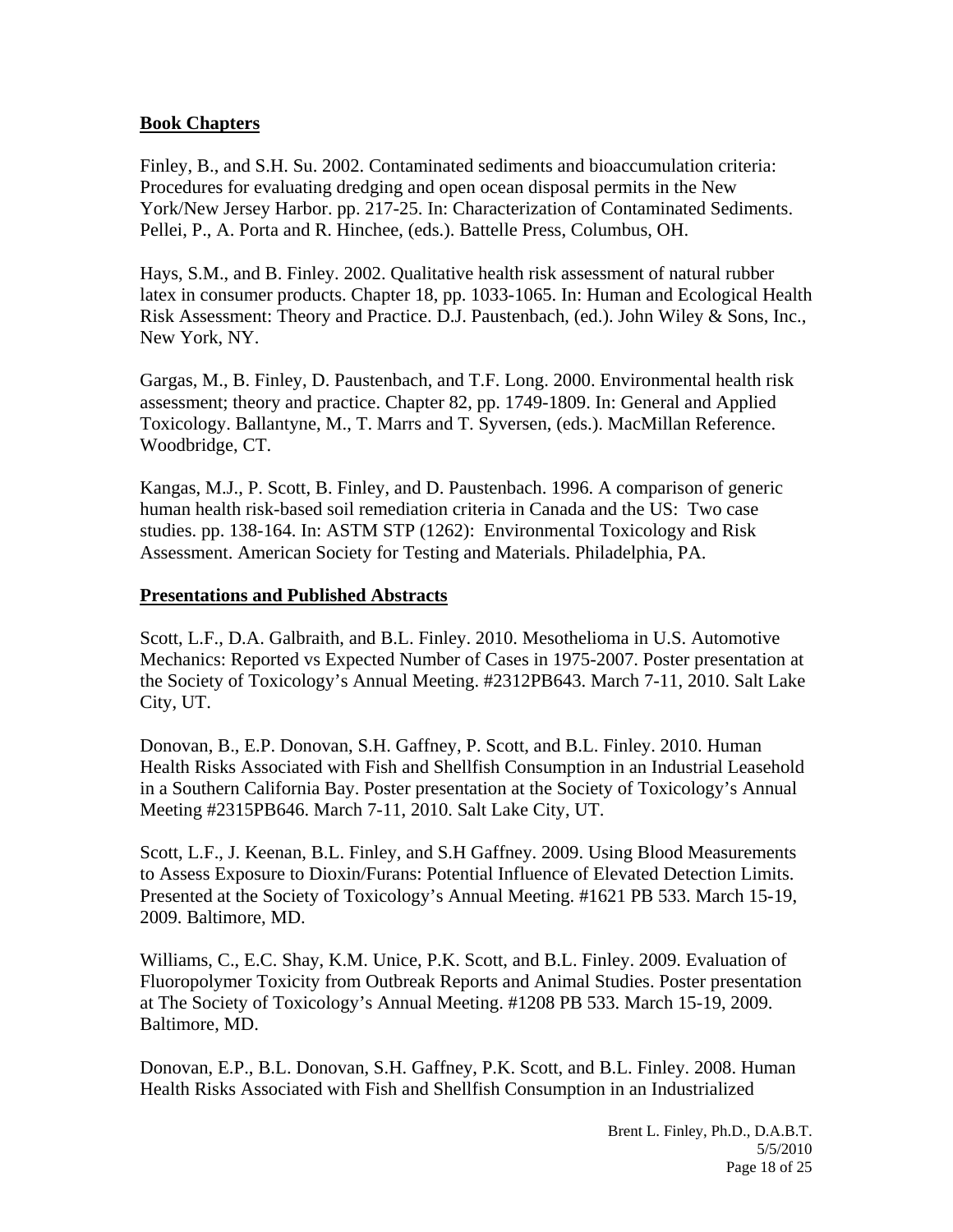**Book Chapters**

Finley, B., and S.H. Su. 2002. Contaminated sediments and bioaccumulation criteria: Procedures for evaluating dredging and open ocean disposal permits in the New York/New Jersey Harbor. pp. 217-25. In: Characterization of Contaminated Sediments. Pellei, P., A. Porta and R. Hinchee, (eds.). Battelle Press, Columbus, OH.

Hays, S.M., and B. Finley. 2002. Qualitative health risk assessment of natural rubber latex in consumer products. Chapter 18, pp. 1033-1065. In: Human and Ecological Health Risk Assessment: Theory and Practice. D.J. Paustenbach, (ed.). John Wiley & Sons, Inc., New York, NY.

Gargas, M., B. Finley, D. Paustenbach, and T.F. Long. 2000. Environmental health risk assessment; theory and practice. Chapter 82, pp. 1749-1809. In: General and Applied Toxicology. Ballantyne, M., T. Marrs and T. Syversen, (eds.). MacMillan Reference. Woodbridge, CT.

Kangas, M.J., P. Scott, B. Finley, and D. Paustenbach. 1996. A comparison of generic human health risk-based soil remediation criteria in Canada and the US: Two case studies. pp. 138-164. In: ASTM STP (1262): Environmental Toxicology and Risk Assessment. American Society for Testing and Materials. Philadelphia, PA.

**Presentations and Published Abstracts**

Scott, L.F., D.A. Galbraith, and B.L. Finley. 2010. Mesothelioma in U.S. Automotive Mechanics: Reported vs Expected Number of Cases in 1975-2007. Poster presentation at the Society of Toxicology's Annual Meeting. #2312PB643. March 7-11, 2010. Salt Lake City, UT.

Donovan, B., E.P. Donovan, S.H. Gaffney, P. Scott, and B.L. Finley. 2010. Human Health Risks Associated with Fish and Shellfish Consumption in an Industrial Leasehold in a Southern California Bay. Poster presentation at the Society of Toxicology's Annual Meeting #2315PB646. March 7-11, 2010. Salt Lake City, UT.

Scott, L.F., J. Keenan, B.L. Finley, and S.H Gaffney. 2009. Using Blood Measurements to Assess Exposure to Dioxin/Furans: Potential Influence of Elevated Detection Limits. Presented at the Society of Toxicology's Annual Meeting. #1621 PB 533. March 15-19, 2009. Baltimore, MD.

Williams, C., E.C. Shay, K.M. Unice, P.K. Scott, and B.L. Finley. 2009. Evaluation of Fluoropolymer Toxicity from Outbreak Reports and Animal Studies. Poster presentation at The Society of Toxicology's Annual Meeting. #1208 PB 533. March 15-19, 2009. Baltimore, MD.

Donovan, E.P., B.L. Donovan, S.H. Gaffney, P.K. Scott, and B.L. Finley. 2008. Human Health Risks Associated with Fish and Shellfish Consumption in an Industrialized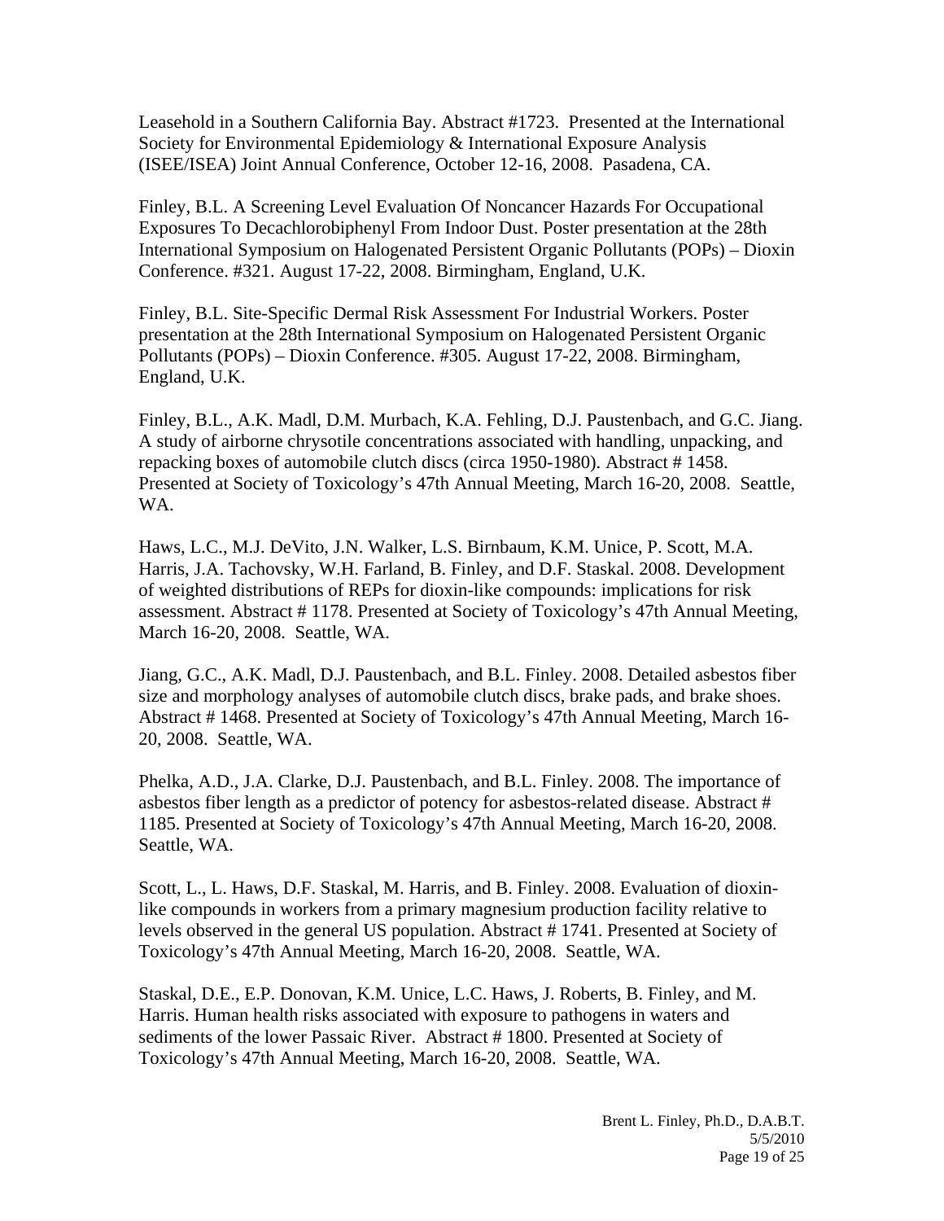Leasehold in a Southern California Bay. Abstract #1723. Presented at the International Society for Environmental Epidemiology & International Exposure Analysis (ISEE/ISEA) Joint Annual Conference, October 12-16, 2008. Pasadena, CA.

Finley, B.L. A Screening Level Evaluation Of Noncancer Hazards For Occupational Exposures To Decachlorobiphenyl From Indoor Dust. Poster presentation at the 28th International Symposium on Halogenated Persistent Organic Pollutants (POPs) – Dioxin Conference. #321. August 17-22, 2008. Birmingham, England, U.K.

Finley, B.L. Site-Specific Dermal Risk Assessment For Industrial Workers. Poster presentation at the 28th International Symposium on Halogenated Persistent Organic Pollutants (POPs) – Dioxin Conference. #305. August 17-22, 2008. Birmingham, England, U.K.

Finley, B.L., A.K. Madl, D.M. Murbach, K.A. Fehling, D.J. Paustenbach, and G.C. Jiang. A study of airborne chrysotile concentrations associated with handling, unpacking, and repacking boxes of automobile clutch discs (circa 1950-1980). Abstract # 1458. Presented at Society of Toxicology's 47th Annual Meeting, March 16-20, 2008. Seattle, WA.

Haws, L.C., M.J. DeVito, J.N. Walker, L.S. Birnbaum, K.M. Unice, P. Scott, M.A. Harris, J.A. Tachovsky, W.H. Farland, B. Finley, and D.F. Staskal. 2008. Development of weighted distributions of REPs for dioxin-like compounds: implications for risk assessment. Abstract # 1178. Presented at Society of Toxicology's 47th Annual Meeting, March 16-20, 2008. Seattle, WA.

Jiang, G.C., A.K. Madl, D.J. Paustenbach, and B.L. Finley. 2008. Detailed asbestos fiber size and morphology analyses of automobile clutch discs, brake pads, and brake shoes. Abstract # 1468. Presented at Society of Toxicology's 47th Annual Meeting, March 16-20, 2008. Seattle, WA.

Phelka, A.D., J.A. Clarke, D.J. Paustenbach, and B.L. Finley. 2008. The importance of asbestos fiber length as a predictor of potency for asbestos-related disease. Abstract # 1185. Presented at Society of Toxicology's 47th Annual Meeting, March 16-20, 2008. Seattle, WA.

Scott, L., L. Haws, D.F. Staskal, M. Harris, and B. Finley. 2008. Evaluation of dioxin-like compounds in workers from a primary magnesium production facility relative to levels observed in the general US population. Abstract # 1741. Presented at Society of Toxicology's 47th Annual Meeting, March 16-20, 2008. Seattle, WA.

Staskal, D.E., E.P. Donovan, K.M. Unice, L.C. Haws, J. Roberts, B. Finley, and M. Harris. Human health risks associated with exposure to pathogens in waters and sediments of the lower Passaic River. Abstract # 1800. Presented at Society of Toxicology's 47th Annual Meeting, March 16-20, 2008. Seattle, WA.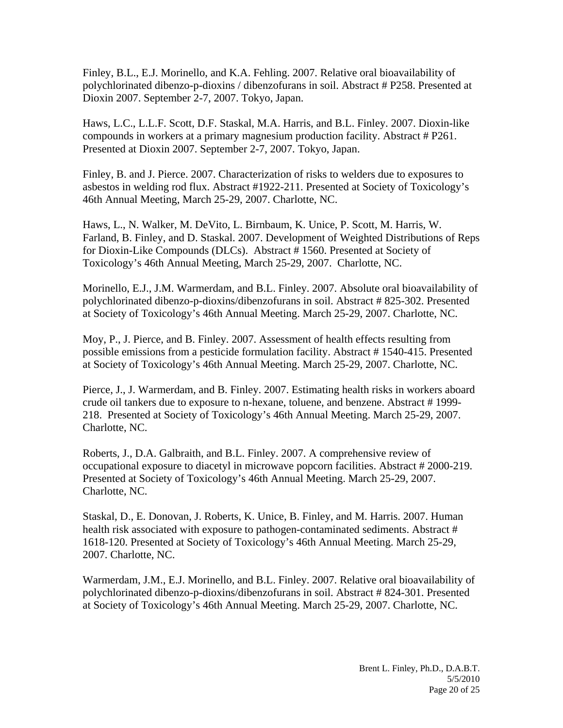Finley, B.L., E.J. Morinello, and K.A. Fehling. 2007. Relative oral bioavailability of polychlorinated dibenzo-p-dioxins / dibenzofurans in soil. Abstract # P258. Presented at Dioxin 2007. September 2-7, 2007. Tokyo, Japan.

Haws, L.C., L.L.F. Scott, D.F. Staskal, M.A. Harris, and B.L. Finley. 2007. Dioxin-like compounds in workers at a primary magnesium production facility. Abstract # P261. Presented at Dioxin 2007. September 2-7, 2007. Tokyo, Japan.

Finley, B. and J. Pierce. 2007. Characterization of risks to welders due to exposures to asbestos in welding rod flux. Abstract #1922-211. Presented at Society of Toxicology's 46th Annual Meeting, March 25-29, 2007. Charlotte, NC.

Haws, L., N. Walker, M. DeVito, L. Birnbaum, K. Unice, P. Scott, M. Harris, W. Farland, B. Finley, and D. Staskal. 2007. Development of Weighted Distributions of Reps for Dioxin-Like Compounds (DLCs). Abstract # 1560. Presented at Society of Toxicology's 46th Annual Meeting, March 25-29, 2007. Charlotte, NC.

Morinello, E.J., J.M. Warmerdam, and B.L. Finley. 2007. Absolute oral bioavailability of polychlorinated dibenzo-p-dioxins/dibenzofurans in soil. Abstract # 825-302. Presented at Society of Toxicology's 46th Annual Meeting. March 25-29, 2007. Charlotte, NC.

Moy, P., J. Pierce, and B. Finley. 2007. Assessment of health effects resulting from possible emissions from a pesticide formulation facility. Abstract # 1540-415. Presented at Society of Toxicology's 46th Annual Meeting. March 25-29, 2007. Charlotte, NC.

Pierce, J., J. Warmerdam, and B. Finley. 2007. Estimating health risks in workers aboard crude oil tankers due to exposure to n-hexane, toluene, and benzene. Abstract # 1999-218. Presented at Society of Toxicology's 46th Annual Meeting. March 25-29, 2007. Charlotte, NC.

Roberts, J., D.A. Galbraith, and B.L. Finley. 2007. A comprehensive review of occupational exposure to diacetyl in microwave popcorn facilities. Abstract # 2000-219. Presented at Society of Toxicology's 46th Annual Meeting. March 25-29, 2007. Charlotte, NC.

Staskal, D., E. Donovan, J. Roberts, K. Unice, B. Finley, and M. Harris. 2007. Human health risk associated with exposure to pathogen-contaminated sediments. Abstract # 1618-120. Presented at Society of Toxicology's 46th Annual Meeting. March 25-29, 2007. Charlotte, NC.

Warmerdam, J.M., E.J. Morinello, and B.L. Finley. 2007. Relative oral bioavailability of polychlorinated dibenzo-p-dioxins/dibenzofurans in soil. Abstract # 824-301. Presented at Society of Toxicology's 46th Annual Meeting. March 25-29, 2007. Charlotte, NC.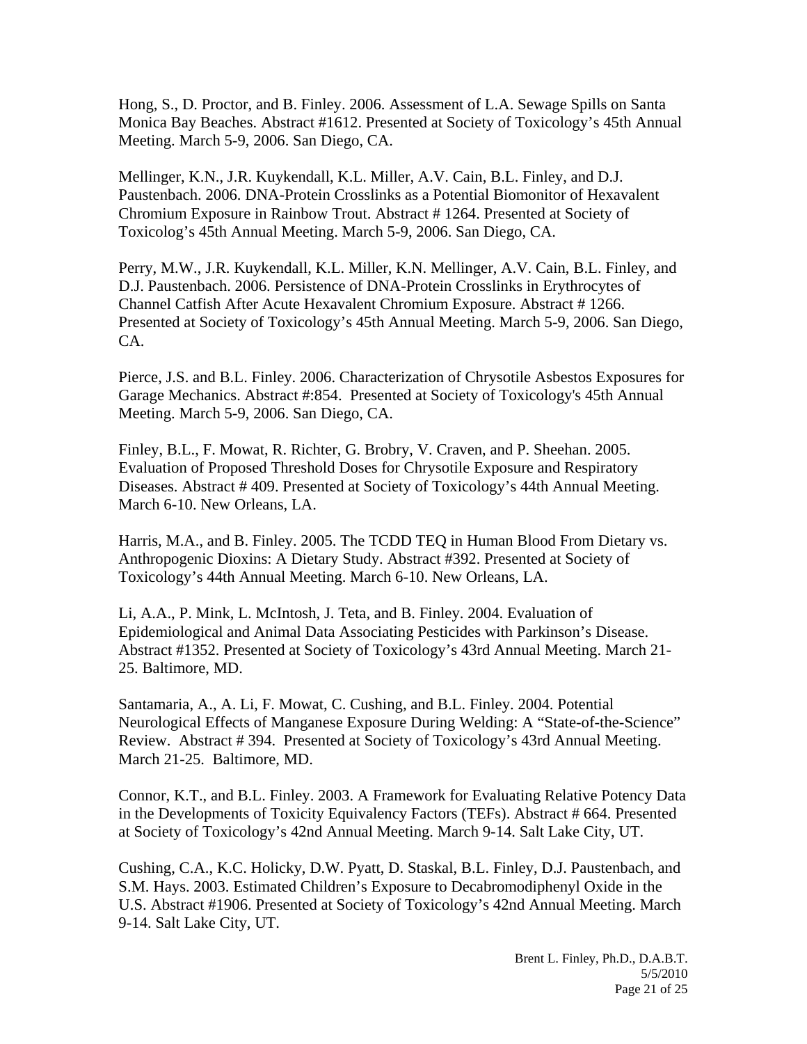Hong, S., D. Proctor, and B. Finley. 2006. Assessment of L.A. Sewage Spills on Santa Monica Bay Beaches. Abstract #1612. Presented at Society of Toxicology's 45th Annual Meeting. March 5-9, 2006. San Diego, CA.

Mellinger, K.N., J.R. Kuykendall, K.L. Miller, A.V. Cain, B.L. Finley, and D.J. Paustenbach. 2006. DNA-Protein Crosslinks as a Potential Biomonitor of Hexavalent Chromium Exposure in Rainbow Trout. Abstract # 1264. Presented at Society of Toxicolog's 45th Annual Meeting. March 5-9, 2006. San Diego, CA.

Perry, M.W., J.R. Kuykendall, K.L. Miller, K.N. Mellinger, A.V. Cain, B.L. Finley, and D.J. Paustenbach. 2006. Persistence of DNA-Protein Crosslinks in Erythrocytes of Channel Catfish After Acute Hexavalent Chromium Exposure. Abstract # 1266. Presented at Society of Toxicology's 45th Annual Meeting. March 5-9, 2006. San Diego, CA.

Pierce, J.S. and B.L. Finley. 2006. Characterization of Chrysotile Asbestos Exposures for Garage Mechanics. Abstract #:854. Presented at Society of Toxicology's 45th Annual Meeting. March 5-9, 2006. San Diego, CA.

Finley, B.L., F. Mowat, R. Richter, G. Brobry, V. Craven, and P. Sheehan. 2005. Evaluation of Proposed Threshold Doses for Chrysotile Exposure and Respiratory Diseases. Abstract # 409. Presented at Society of Toxicology's 44th Annual Meeting. March 6-10. New Orleans, LA.

Harris, M.A., and B. Finley. 2005. The TCDD TEQ in Human Blood From Dietary vs. Anthropogenic Dioxins: A Dietary Study. Abstract #392. Presented at Society of Toxicology's 44th Annual Meeting. March 6-10. New Orleans, LA.

Li, A.A., P. Mink, L. McIntosh, J. Teta, and B. Finley. 2004. Evaluation of Epidemiological and Animal Data Associating Pesticides with Parkinson's Disease. Abstract #1352. Presented at Society of Toxicology's 43rd Annual Meeting. March 21-25. Baltimore, MD.

Santamaria, A., A. Li, F. Mowat, C. Cushing, and B.L. Finley. 2004. Potential Neurological Effects of Manganese Exposure During Welding: A "State-of-the-Science" Review. Abstract # 394. Presented at Society of Toxicology's 43rd Annual Meeting. March 21-25. Baltimore, MD.

Connor, K.T., and B.L. Finley. 2003. A Framework for Evaluating Relative Potency Data in the Developments of Toxicity Equivalency Factors (TEFs). Abstract # 664. Presented at Society of Toxicology's 42nd Annual Meeting. March 9-14. Salt Lake City, UT.

Cushing, C.A., K.C. Holicky, D.W. Pyatt, D. Staskal, B.L. Finley, D.J. Paustenbach, and S.M. Hays. 2003. Estimated Children's Exposure to Decabromodiphenyl Oxide in the U.S. Abstract #1906. Presented at Society of Toxicology's 42nd Annual Meeting. March 9-14. Salt Lake City, UT.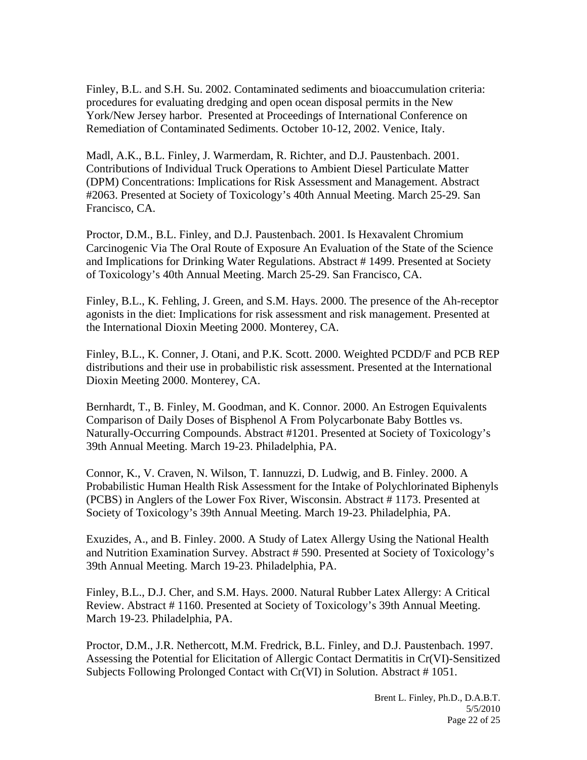Finley, B.L. and S.H. Su. 2002. Contaminated sediments and bioaccumulation criteria: procedures for evaluating dredging and open ocean disposal permits in the New York/New Jersey harbor. Presented at Proceedings of International Conference on Remediation of Contaminated Sediments. October 10-12, 2002. Venice, Italy.

Madl, A.K., B.L. Finley, J. Warmerdam, R. Richter, and D.J. Paustenbach. 2001. Contributions of Individual Truck Operations to Ambient Diesel Particulate Matter (DPM) Concentrations: Implications for Risk Assessment and Management. Abstract #2063. Presented at Society of Toxicology's 40th Annual Meeting. March 25-29. San Francisco, CA.

Proctor, D.M., B.L. Finley, and D.J. Paustenbach. 2001. Is Hexavalent Chromium Carcinogenic Via The Oral Route of Exposure An Evaluation of the State of the Science and Implications for Drinking Water Regulations. Abstract # 1499. Presented at Society of Toxicology's 40th Annual Meeting. March 25-29. San Francisco, CA.

Finley, B.L., K. Fehling, J. Green, and S.M. Hays. 2000. The presence of the Ah-receptor agonists in the diet: Implications for risk assessment and risk management. Presented at the International Dioxin Meeting 2000. Monterey, CA.

Finley, B.L., K. Conner, J. Otani, and P.K. Scott. 2000. Weighted PCDD/F and PCB REP distributions and their use in probabilistic risk assessment. Presented at the International Dioxin Meeting 2000. Monterey, CA.

Bernhardt, T., B. Finley, M. Goodman, and K. Connor. 2000. An Estrogen Equivalents Comparison of Daily Doses of Bisphenol A From Polycarbonate Baby Bottles vs. Naturally-Occurring Compounds. Abstract #1201. Presented at Society of Toxicology's 39th Annual Meeting. March 19-23. Philadelphia, PA.

Connor, K., V. Craven, N. Wilson, T. Iannuzzi, D. Ludwig, and B. Finley. 2000. A Probabilistic Human Health Risk Assessment for the Intake of Polychlorinated Biphenyls (PCBS) in Anglers of the Lower Fox River, Wisconsin. Abstract # 1173. Presented at Society of Toxicology's 39th Annual Meeting. March 19-23. Philadelphia, PA.

Exuzides, A., and B. Finley. 2000. A Study of Latex Allergy Using the National Health and Nutrition Examination Survey. Abstract # 590. Presented at Society of Toxicology's 39th Annual Meeting. March 19-23. Philadelphia, PA.

Finley, B.L., D.J. Cher, and S.M. Hays. 2000. Natural Rubber Latex Allergy: A Critical Review. Abstract # 1160. Presented at Society of Toxicology's 39th Annual Meeting. March 19-23. Philadelphia, PA.

Proctor, D.M., J.R. Nethercott, M.M. Fredrick, B.L. Finley, and D.J. Paustenbach. 1997. Assessing the Potential for Elicitation of Allergic Contact Dermatitis in Cr(VI)-Sensitized Subjects Following Prolonged Contact with Cr(VI) in Solution. Abstract # 1051.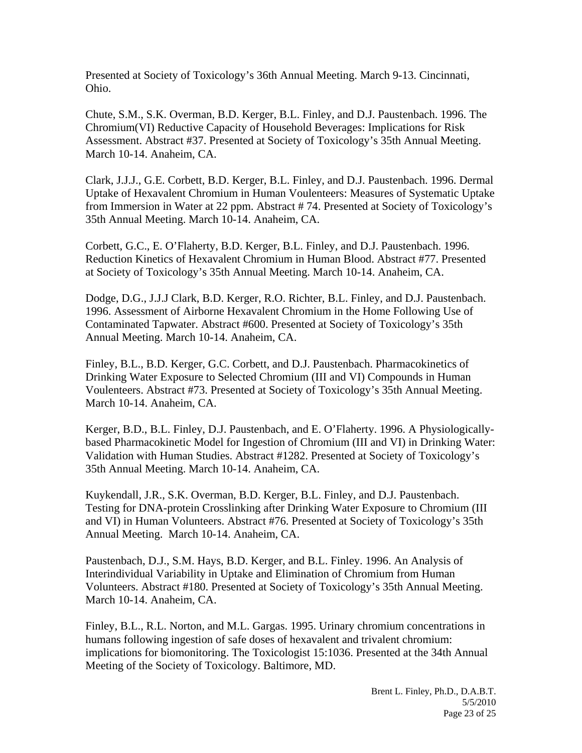Presented at Society of Toxicology's 36th Annual Meeting. March 9-13. Cincinnati, Ohio.

Chute, S.M., S.K. Overman, B.D. Kerger, B.L. Finley, and D.J. Paustenbach. 1996. The Chromium(VI) Reductive Capacity of Household Beverages: Implications for Risk Assessment. Abstract #37. Presented at Society of Toxicology's 35th Annual Meeting. March 10-14. Anaheim, CA.

Clark, J.J.J., G.E. Corbett, B.D. Kerger, B.L. Finley, and D.J. Paustenbach. 1996. Dermal Uptake of Hexavalent Chromium in Human Voulenteers: Measures of Systematic Uptake from Immersion in Water at 22 ppm. Abstract # 74. Presented at Society of Toxicology's 35th Annual Meeting. March 10-14. Anaheim, CA.

Corbett, G.C., E. O'Flaherty, B.D. Kerger, B.L. Finley, and D.J. Paustenbach. 1996. Reduction Kinetics of Hexavalent Chromium in Human Blood. Abstract #77. Presented at Society of Toxicology's 35th Annual Meeting. March 10-14. Anaheim, CA.

Dodge, D.G., J.J.J Clark, B.D. Kerger, R.O. Richter, B.L. Finley, and D.J. Paustenbach. 1996. Assessment of Airborne Hexavalent Chromium in the Home Following Use of Contaminated Tapwater. Abstract #600. Presented at Society of Toxicology's 35th Annual Meeting. March 10-14. Anaheim, CA.

Finley, B.L., B.D. Kerger, G.C. Corbett, and D.J. Paustenbach. Pharmacokinetics of Drinking Water Exposure to Selected Chromium (III and VI) Compounds in Human Voulenteers. Abstract #73. Presented at Society of Toxicology's 35th Annual Meeting. March 10-14. Anaheim, CA.

Kerger, B.D., B.L. Finley, D.J. Paustenbach, and E. O'Flaherty. 1996. A Physiologically-based Pharmacokinetic Model for Ingestion of Chromium (III and VI) in Drinking Water: Validation with Human Studies. Abstract #1282. Presented at Society of Toxicology's 35th Annual Meeting. March 10-14. Anaheim, CA.

Kuykendall, J.R., S.K. Overman, B.D. Kerger, B.L. Finley, and D.J. Paustenbach. Testing for DNA-protein Crosslinking after Drinking Water Exposure to Chromium (III and VI) in Human Volunteers. Abstract #76. Presented at Society of Toxicology's 35th Annual Meeting. March 10-14. Anaheim, CA.

Paustenbach, D.J., S.M. Hays, B.D. Kerger, and B.L. Finley. 1996. An Analysis of Interindividual Variability in Uptake and Elimination of Chromium from Human Volunteers. Abstract #180. Presented at Society of Toxicology's 35th Annual Meeting. March 10-14. Anaheim, CA.

Finley, B.L., R.L. Norton, and M.L. Gargas. 1995. Urinary chromium concentrations in humans following ingestion of safe doses of hexavalent and trivalent chromium: implications for biomonitoring. The Toxicologist 15:1036. Presented at the 34th Annual Meeting of the Society of Toxicology. Baltimore, MD.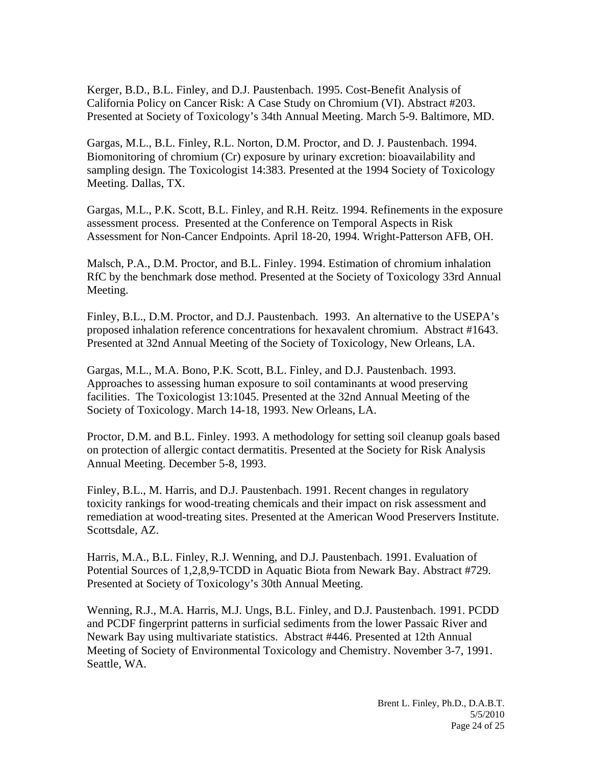Kerger, B.D., B.L. Finley, and D.J. Paustenbach. 1995. Cost-Benefit Analysis of California Policy on Cancer Risk: A Case Study on Chromium (VI). Abstract #203. Presented at Society of Toxicology's 34th Annual Meeting. March 5-9. Baltimore, MD.

Gargas, M.L., B.L. Finley, R.L. Norton, D.M. Proctor, and D. J. Paustenbach. 1994. Biomonitoring of chromium (Cr) exposure by urinary excretion: bioavailability and sampling design. The Toxicologist 14:383. Presented at the 1994 Society of Toxicology Meeting. Dallas, TX.

Gargas, M.L., P.K. Scott, B.L. Finley, and R.H. Reitz. 1994. Refinements in the exposure assessment process. Presented at the Conference on Temporal Aspects in Risk Assessment for Non-Cancer Endpoints. April 18-20, 1994. Wright-Patterson AFB, OH.

Malsch, P.A., D.M. Proctor, and B.L. Finley. 1994. Estimation of chromium inhalation RfC by the benchmark dose method. Presented at the Society of Toxicology 33rd Annual Meeting.

Finley, B.L., D.M. Proctor, and D.J. Paustenbach. 1993. An alternative to the USEPA's proposed inhalation reference concentrations for hexavalent chromium. Abstract #1643. Presented at 32nd Annual Meeting of the Society of Toxicology, New Orleans, LA.

Gargas, M.L., M.A. Bono, P.K. Scott, B.L. Finley, and D.J. Paustenbach. 1993. Approaches to assessing human exposure to soil contaminants at wood preserving facilities. The Toxicologist 13:1045. Presented at the 32nd Annual Meeting of the Society of Toxicology. March 14-18, 1993. New Orleans, LA.

Proctor, D.M. and B.L. Finley. 1993. A methodology for setting soil cleanup goals based on protection of allergic contact dermatitis. Presented at the Society for Risk Analysis Annual Meeting. December 5-8, 1993.

Finley, B.L., M. Harris, and D.J. Paustenbach. 1991. Recent changes in regulatory toxicity rankings for wood-treating chemicals and their impact on risk assessment and remediation at wood-treating sites. Presented at the American Wood Preservers Institute. Scottsdale, AZ.

Harris, M.A., B.L. Finley, R.J. Wenning, and D.J. Paustenbach. 1991. Evaluation of Potential Sources of 1,2,8,9-TCDD in Aquatic Biota from Newark Bay. Abstract #729. Presented at Society of Toxicology's 30th Annual Meeting.

Wenning, R.J., M.A. Harris, M.J. Ungs, B.L. Finley, and D.J. Paustenbach. 1991. PCDD and PCDF fingerprint patterns in surficial sediments from the lower Passaic River and Newark Bay using multivariate statistics. Abstract #446. Presented at 12th Annual Meeting of Society of Environmental Toxicology and Chemistry. November 3-7, 1991. Seattle, WA.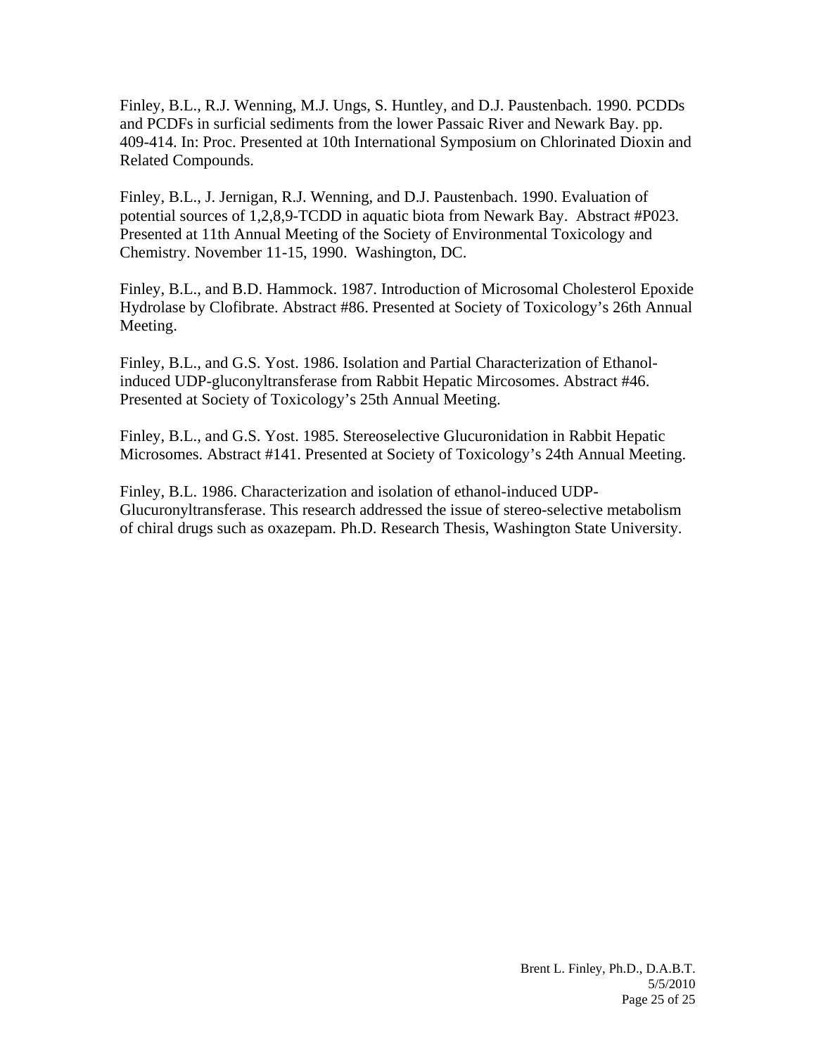Finley, B.L., R.J. Wenning, M.J. Ungs, S. Huntley, and D.J. Paustenbach. 1990. PCDDs and PCDFs in surficial sediments from the lower Passaic River and Newark Bay. pp. 409-414. In: Proc. Presented at 10th International Symposium on Chlorinated Dioxin and Related Compounds.

Finley, B.L., J. Jernigan, R.J. Wenning, and D.J. Paustenbach. 1990. Evaluation of potential sources of 1,2,8,9-TCDD in aquatic biota from Newark Bay. Abstract #P023. Presented at 11th Annual Meeting of the Society of Environmental Toxicology and Chemistry. November 11-15, 1990. Washington, DC.

Finley, B.L., and B.D. Hammock. 1987. Introduction of Microsomal Cholesterol Epoxide Hydrolase by Clofibrate. Abstract #86. Presented at Society of Toxicology's 26th Annual Meeting.

Finley, B.L., and G.S. Yost. 1986. Isolation and Partial Characterization of Ethanol-induced UDP-gluconyltransferase from Rabbit Hepatic Mircosomes. Abstract #46. Presented at Society of Toxicology's 25th Annual Meeting.

Finley, B.L., and G.S. Yost. 1985. Stereoselective Glucuronidation in Rabbit Hepatic Microsomes. Abstract #141. Presented at Society of Toxicology's 24th Annual Meeting.

Finley, B.L. 1986. Characterization and isolation of ethanol-induced UDP-Glucuronyltransferase. This research addressed the issue of stereo-selective metabolism of chiral drugs such as oxazepam. Ph.D. Research Thesis, Washington State University.